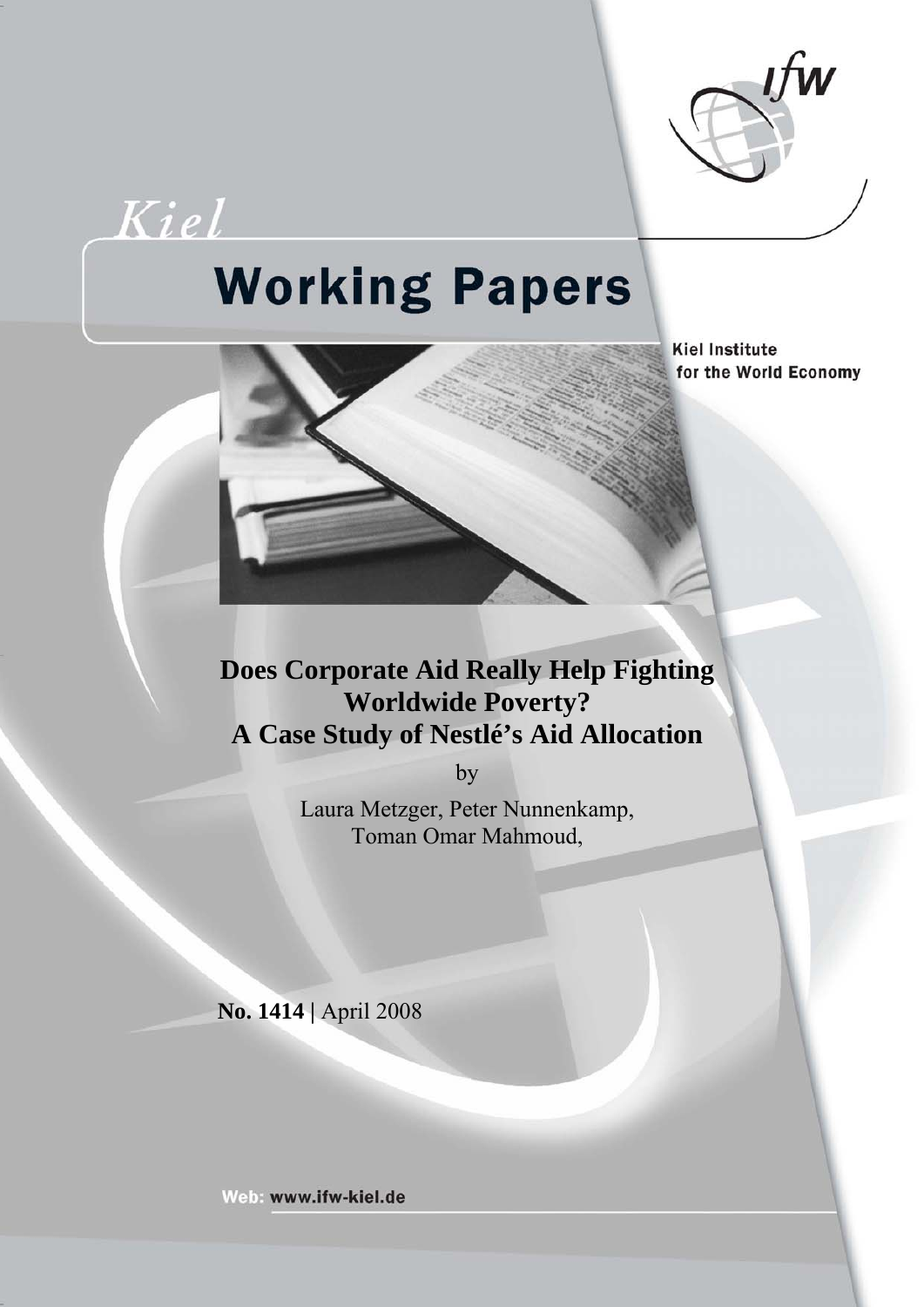Kiel

# Working Papers

Kiel Institute for the World Economy

# Does Corporate Aid Really Help Fighting Worldwide Poverty? A Case Study of Nestlé's Aid Allocation

by

Laura Metzger, Peter Nunnenkamp, Toman Omar Mahmoud,

**No. 1414 |** April 2008

Web: www.ifw-kiel.de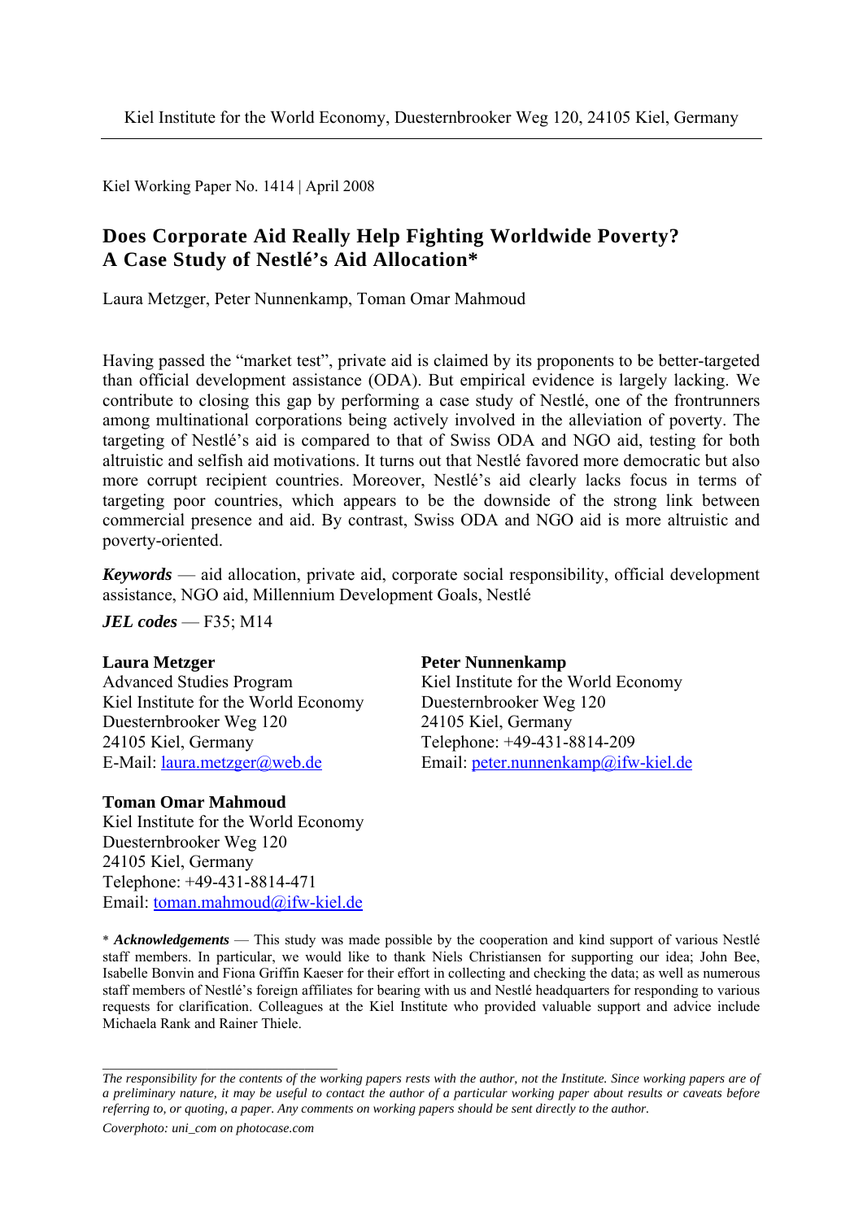Kiel Institute for the World Economy, Duesternbrooker Weg 120, 24105 Kiel, Germany

Kiel Working Paper No. 1414 | April 2008

# Does Corporate Aid Really Help Fighting Worldwide Poverty? A Case Study of Nestlé's Aid Allocation*

Laura Metzger, Peter Nunnenkamp, Toman Omar Mahmoud

Having passed the "market test", private aid is claimed by its proponents to be better-targeted than official development assistance (ODA). But empirical evidence is largely lacking. We contribute to closing this gap by performing a case study of Nestlé, one of the frontrunners among multinational corporations being actively involved in the alleviation of poverty. The targeting of Nestlé's aid is compared to that of Swiss ODA and NGO aid, testing for both altruistic and selfish aid motivations. It turns out that Nestlé favored more democratic but also more corrupt recipient countries. Moreover, Nestlé's aid clearly lacks focus in terms of targeting poor countries, which appears to be the downside of the strong link between commercial presence and aid. By contrast, Swiss ODA and NGO aid is more altruistic and poverty-oriented.

***Keywords*** — aid allocation, private aid, corporate social responsibility, official development assistance, NGO aid, Millennium Development Goals, Nestlé

***JEL codes*** — F35; M14

**Laura Metzger**
Advanced Studies Program
Kiel Institute for the World Economy
Duesternbrooker Weg 120
24105 Kiel, Germany
E-Mail: laura.metzger@web.de

**Peter Nunnenkamp**
Kiel Institute for the World Economy
Duesternbrooker Weg 120
24105 Kiel, Germany
Telephone: +49-431-8814-209
Email: peter.nunnenkamp@ifw-kiel.de

**Toman Omar Mahmoud**
Kiel Institute for the World Economy
Duesternbrooker Weg 120
24105 Kiel, Germany
Telephone: +49-431-8814-471
Email: toman.mahmoud@ifw-kiel.de

\* ***Acknowledgements*** — This study was made possible by the cooperation and kind support of various Nestlé staff members. In particular, we would like to thank Niels Christiansen for supporting our idea; John Bee, Isabelle Bonvin and Fiona Griffin Kaeser for their effort in collecting and checking the data; as well as numerous staff members of Nestlé's foreign affiliates for bearing with us and Nestlé headquarters for responding to various requests for clarification. Colleagues at the Kiel Institute who provided valuable support and advice include Michaela Rank and Rainer Thiele.

*The responsibility for the contents of the working papers rests with the author, not the Institute. Since working papers are of a preliminary nature, it may be useful to contact the author of a particular working paper about results or caveats before referring to, or quoting, a paper. Any comments on working papers should be sent directly to the author.*

*Coverphoto: uni_com on photocase.com*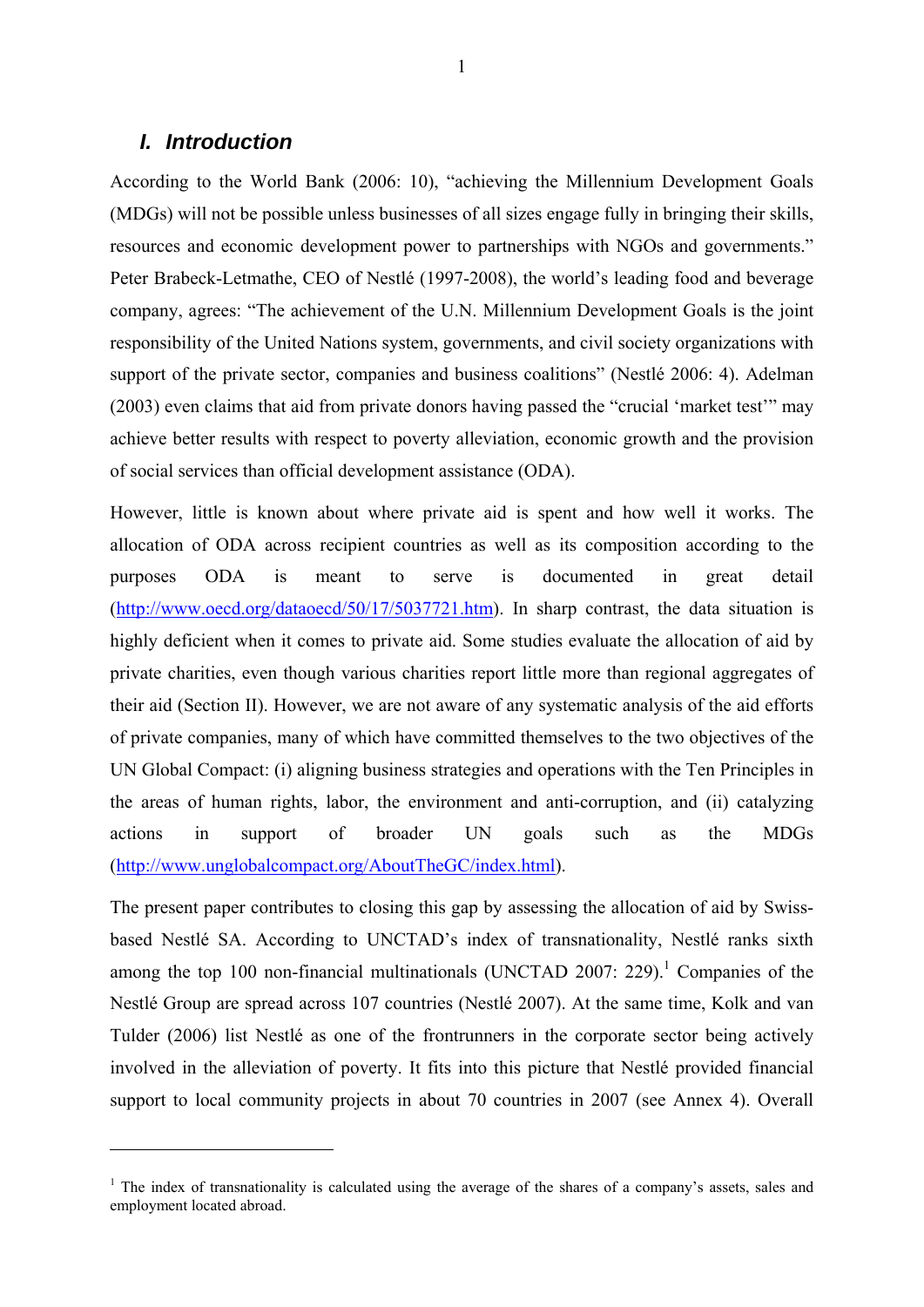## I. Introduction

According to the World Bank (2006: 10), "achieving the Millennium Development Goals (MDGs) will not be possible unless businesses of all sizes engage fully in bringing their skills, resources and economic development power to partnerships with NGOs and governments." Peter Brabeck-Letmathe, CEO of Nestlé (1997-2008), the world's leading food and beverage company, agrees: "The achievement of the U.N. Millennium Development Goals is the joint responsibility of the United Nations system, governments, and civil society organizations with support of the private sector, companies and business coalitions" (Nestlé 2006: 4). Adelman (2003) even claims that aid from private donors having passed the "crucial 'market test'" may achieve better results with respect to poverty alleviation, economic growth and the provision of social services than official development assistance (ODA).

However, little is known about where private aid is spent and how well it works. The allocation of ODA across recipient countries as well as its composition according to the purposes ODA is meant to serve is documented in great detail (http://www.oecd.org/dataoecd/50/17/5037721.htm). In sharp contrast, the data situation is highly deficient when it comes to private aid. Some studies evaluate the allocation of aid by private charities, even though various charities report little more than regional aggregates of their aid (Section II). However, we are not aware of any systematic analysis of the aid efforts of private companies, many of which have committed themselves to the two objectives of the UN Global Compact: (i) aligning business strategies and operations with the Ten Principles in the areas of human rights, labor, the environment and anti-corruption, and (ii) catalyzing actions in support of broader UN goals such as the MDGs (http://www.unglobalcompact.org/AboutTheGC/index.html).

The present paper contributes to closing this gap by assessing the allocation of aid by Swiss-based Nestlé SA. According to UNCTAD's index of transnationality, Nestlé ranks sixth among the top 100 non-financial multinationals (UNCTAD 2007: 229).[1] Companies of the Nestlé Group are spread across 107 countries (Nestlé 2007). At the same time, Kolk and van Tulder (2006) list Nestlé as one of the frontrunners in the corporate sector being actively involved in the alleviation of poverty. It fits into this picture that Nestlé provided financial support to local community projects in about 70 countries in 2007 (see Annex 4). Overall

---

[1] The index of transnationality is calculated using the average of the shares of a company's assets, sales and employment located abroad.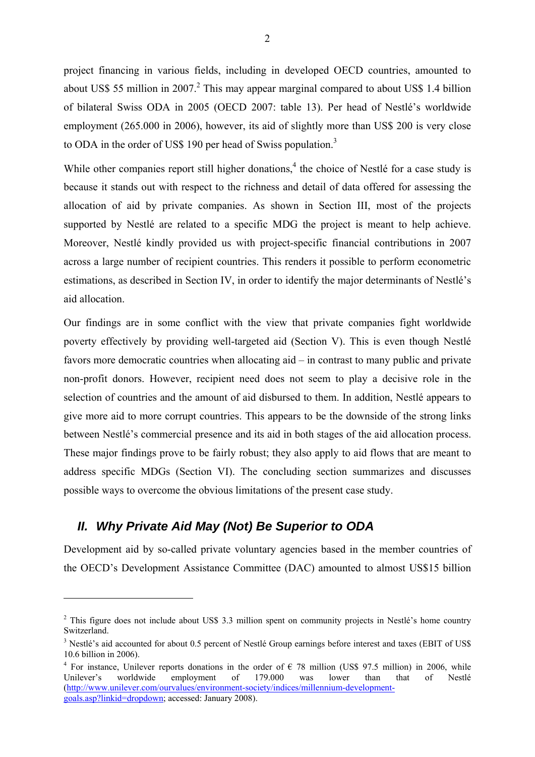project financing in various fields, including in developed OECD countries, amounted to about US$ 55 million in 2007.[2] This may appear marginal compared to about US$ 1.4 billion of bilateral Swiss ODA in 2005 (OECD 2007: table 13). Per head of Nestlé's worldwide employment (265.000 in 2006), however, its aid of slightly more than US$ 200 is very close to ODA in the order of US$ 190 per head of Swiss population.[3]

While other companies report still higher donations,[4] the choice of Nestlé for a case study is because it stands out with respect to the richness and detail of data offered for assessing the allocation of aid by private companies. As shown in Section III, most of the projects supported by Nestlé are related to a specific MDG the project is meant to help achieve. Moreover, Nestlé kindly provided us with project-specific financial contributions in 2007 across a large number of recipient countries. This renders it possible to perform econometric estimations, as described in Section IV, in order to identify the major determinants of Nestlé's aid allocation.

Our findings are in some conflict with the view that private companies fight worldwide poverty effectively by providing well-targeted aid (Section V). This is even though Nestlé favors more democratic countries when allocating aid – in contrast to many public and private non-profit donors. However, recipient need does not seem to play a decisive role in the selection of countries and the amount of aid disbursed to them. In addition, Nestlé appears to give more aid to more corrupt countries. This appears to be the downside of the strong links between Nestlé's commercial presence and its aid in both stages of the aid allocation process. These major findings prove to be fairly robust; they also apply to aid flows that are meant to address specific MDGs (Section VI). The concluding section summarizes and discusses possible ways to overcome the obvious limitations of the present case study.

## II. Why Private Aid May (Not) Be Superior to ODA

Development aid by so-called private voluntary agencies based in the member countries of the OECD's Development Assistance Committee (DAC) amounted to almost US$15 billion

---

[2] This figure does not include about US$ 3.3 million spent on community projects in Nestlé's home country Switzerland.

[3] Nestlé's aid accounted for about 0.5 percent of Nestlé Group earnings before interest and taxes (EBIT of US$ 10.6 billion in 2006).

[4] For instance, Unilever reports donations in the order of € 78 million (US$ 97.5 million) in 2006, while Unilever's worldwide employment of 179.000 was lower than that of Nestlé (http://www.unilever.com/ourvalues/environment-society/indices/millennium-development-goals.asp?linkid=dropdown; accessed: January 2008).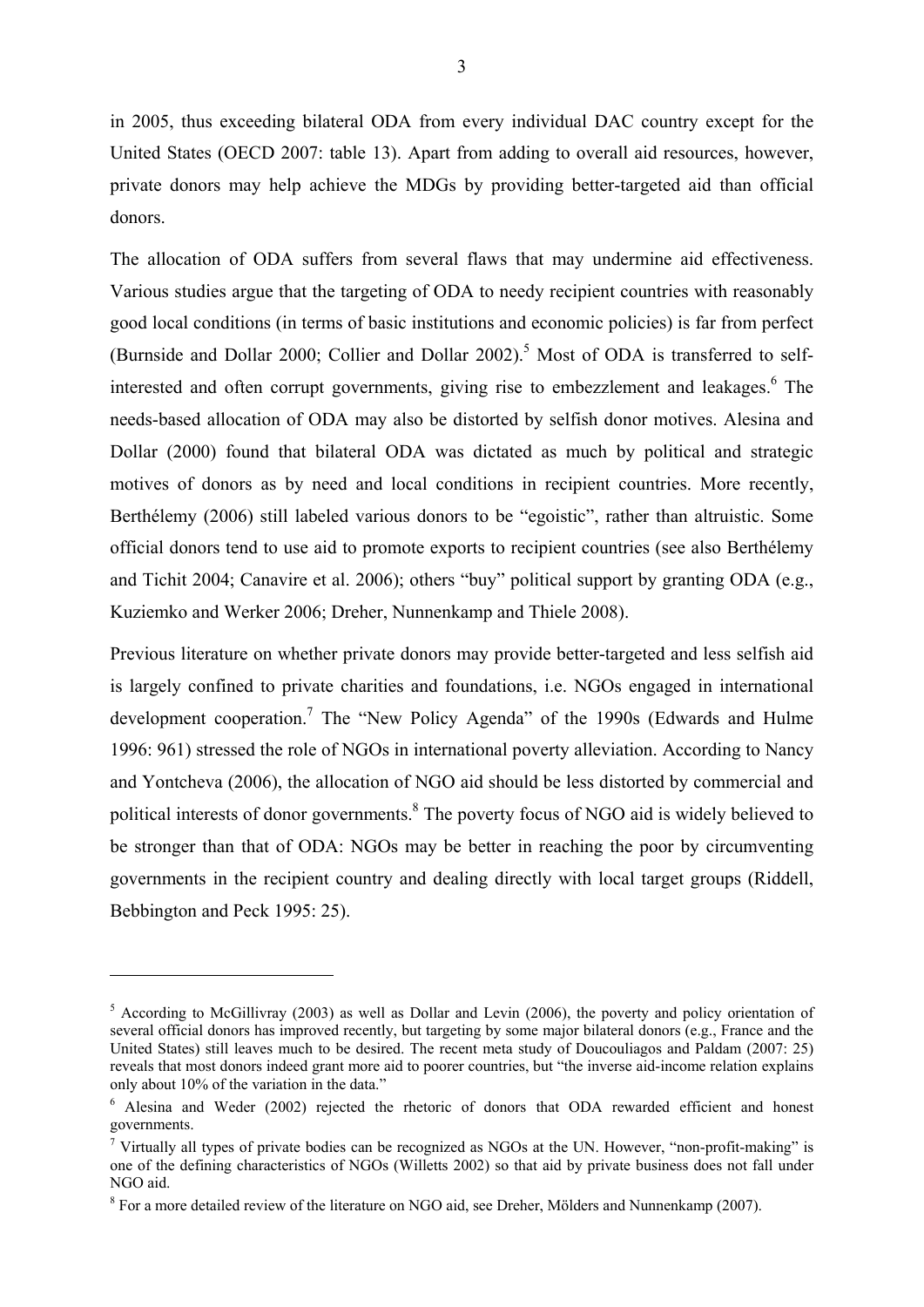in 2005, thus exceeding bilateral ODA from every individual DAC country except for the United States (OECD 2007: table 13). Apart from adding to overall aid resources, however, private donors may help achieve the MDGs by providing better-targeted aid than official donors.

The allocation of ODA suffers from several flaws that may undermine aid effectiveness. Various studies argue that the targeting of ODA to needy recipient countries with reasonably good local conditions (in terms of basic institutions and economic policies) is far from perfect (Burnside and Dollar 2000; Collier and Dollar 2002).[5] Most of ODA is transferred to self-interested and often corrupt governments, giving rise to embezzlement and leakages.[6] The needs-based allocation of ODA may also be distorted by selfish donor motives. Alesina and Dollar (2000) found that bilateral ODA was dictated as much by political and strategic motives of donors as by need and local conditions in recipient countries. More recently, Berthélemy (2006) still labeled various donors to be "egoistic", rather than altruistic. Some official donors tend to use aid to promote exports to recipient countries (see also Berthélemy and Tichit 2004; Canavire et al. 2006); others "buy" political support by granting ODA (e.g., Kuziemko and Werker 2006; Dreher, Nunnenkamp and Thiele 2008).

Previous literature on whether private donors may provide better-targeted and less selfish aid is largely confined to private charities and foundations, i.e. NGOs engaged in international development cooperation.[7] The "New Policy Agenda" of the 1990s (Edwards and Hulme 1996: 961) stressed the role of NGOs in international poverty alleviation. According to Nancy and Yontcheva (2006), the allocation of NGO aid should be less distorted by commercial and political interests of donor governments.[8] The poverty focus of NGO aid is widely believed to be stronger than that of ODA: NGOs may be better in reaching the poor by circumventing governments in the recipient country and dealing directly with local target groups (Riddell, Bebbington and Peck 1995: 25).

[5] According to McGillivray (2003) as well as Dollar and Levin (2006), the poverty and policy orientation of several official donors has improved recently, but targeting by some major bilateral donors (e.g., France and the United States) still leaves much to be desired. The recent meta study of Doucouliagos and Paldam (2007: 25) reveals that most donors indeed grant more aid to poorer countries, but "the inverse aid-income relation explains only about 10% of the variation in the data."

[6] Alesina and Weder (2002) rejected the rhetoric of donors that ODA rewarded efficient and honest governments.

[7] Virtually all types of private bodies can be recognized as NGOs at the UN. However, "non-profit-making" is one of the defining characteristics of NGOs (Willetts 2002) so that aid by private business does not fall under NGO aid.

[8] For a more detailed review of the literature on NGO aid, see Dreher, Mölders and Nunnenkamp (2007).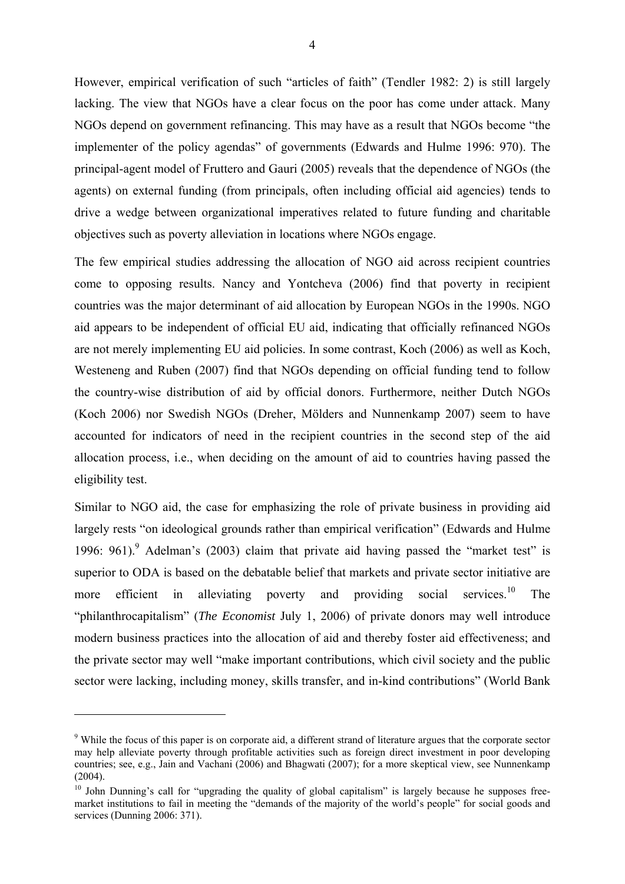However, empirical verification of such "articles of faith" (Tendler 1982: 2) is still largely lacking. The view that NGOs have a clear focus on the poor has come under attack. Many NGOs depend on government refinancing. This may have as a result that NGOs become "the implementer of the policy agendas" of governments (Edwards and Hulme 1996: 970). The principal-agent model of Fruttero and Gauri (2005) reveals that the dependence of NGOs (the agents) on external funding (from principals, often including official aid agencies) tends to drive a wedge between organizational imperatives related to future funding and charitable objectives such as poverty alleviation in locations where NGOs engage.

The few empirical studies addressing the allocation of NGO aid across recipient countries come to opposing results. Nancy and Yontcheva (2006) find that poverty in recipient countries was the major determinant of aid allocation by European NGOs in the 1990s. NGO aid appears to be independent of official EU aid, indicating that officially refinanced NGOs are not merely implementing EU aid policies. In some contrast, Koch (2006) as well as Koch, Westeneng and Ruben (2007) find that NGOs depending on official funding tend to follow the country-wise distribution of aid by official donors. Furthermore, neither Dutch NGOs (Koch 2006) nor Swedish NGOs (Dreher, Mölders and Nunnenkamp 2007) seem to have accounted for indicators of need in the recipient countries in the second step of the aid allocation process, i.e., when deciding on the amount of aid to countries having passed the eligibility test.

Similar to NGO aid, the case for emphasizing the role of private business in providing aid largely rests "on ideological grounds rather than empirical verification" (Edwards and Hulme 1996: 961).[9] Adelman's (2003) claim that private aid having passed the "market test" is superior to ODA is based on the debatable belief that markets and private sector initiative are more efficient in alleviating poverty and providing social services.[10] The "philanthrocapitalism" (*The Economist* July 1, 2006) of private donors may well introduce modern business practices into the allocation of aid and thereby foster aid effectiveness; and the private sector may well "make important contributions, which civil society and the public sector were lacking, including money, skills transfer, and in-kind contributions" (World Bank

---

[9] While the focus of this paper is on corporate aid, a different strand of literature argues that the corporate sector may help alleviate poverty through profitable activities such as foreign direct investment in poor developing countries; see, e.g., Jain and Vachani (2006) and Bhagwati (2007); for a more skeptical view, see Nunnenkamp (2004).

[10] John Dunning's call for "upgrading the quality of global capitalism" is largely because he supposes free-market institutions to fail in meeting the "demands of the majority of the world's people" for social goods and services (Dunning 2006: 371).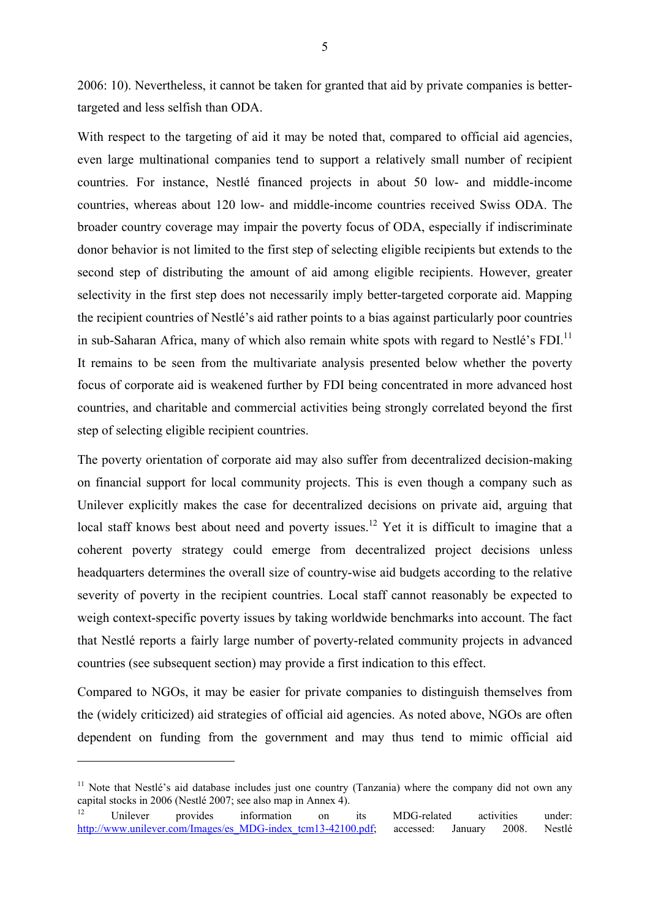2006: 10). Nevertheless, it cannot be taken for granted that aid by private companies is better-targeted and less selfish than ODA.

With respect to the targeting of aid it may be noted that, compared to official aid agencies, even large multinational companies tend to support a relatively small number of recipient countries. For instance, Nestlé financed projects in about 50 low- and middle-income countries, whereas about 120 low- and middle-income countries received Swiss ODA. The broader country coverage may impair the poverty focus of ODA, especially if indiscriminate donor behavior is not limited to the first step of selecting eligible recipients but extends to the second step of distributing the amount of aid among eligible recipients. However, greater selectivity in the first step does not necessarily imply better-targeted corporate aid. Mapping the recipient countries of Nestlé's aid rather points to a bias against particularly poor countries in sub-Saharan Africa, many of which also remain white spots with regard to Nestlé's FDI.[11] It remains to be seen from the multivariate analysis presented below whether the poverty focus of corporate aid is weakened further by FDI being concentrated in more advanced host countries, and charitable and commercial activities being strongly correlated beyond the first step of selecting eligible recipient countries.

The poverty orientation of corporate aid may also suffer from decentralized decision-making on financial support for local community projects. This is even though a company such as Unilever explicitly makes the case for decentralized decisions on private aid, arguing that local staff knows best about need and poverty issues.[12] Yet it is difficult to imagine that a coherent poverty strategy could emerge from decentralized project decisions unless headquarters determines the overall size of country-wise aid budgets according to the relative severity of poverty in the recipient countries. Local staff cannot reasonably be expected to weigh context-specific poverty issues by taking worldwide benchmarks into account. The fact that Nestlé reports a fairly large number of poverty-related community projects in advanced countries (see subsequent section) may provide a first indication to this effect.

Compared to NGOs, it may be easier for private companies to distinguish themselves from the (widely criticized) aid strategies of official aid agencies. As noted above, NGOs are often dependent on funding from the government and may thus tend to mimic official aid

---

[11] Note that Nestlé's aid database includes just one country (Tanzania) where the company did not own any capital stocks in 2006 (Nestlé 2007; see also map in Annex 4).

[12] Unilever provides information on its MDG-related activities under: http://www.unilever.com/Images/es_MDG-index_tcm13-42100.pdf; accessed: January 2008. Nestlé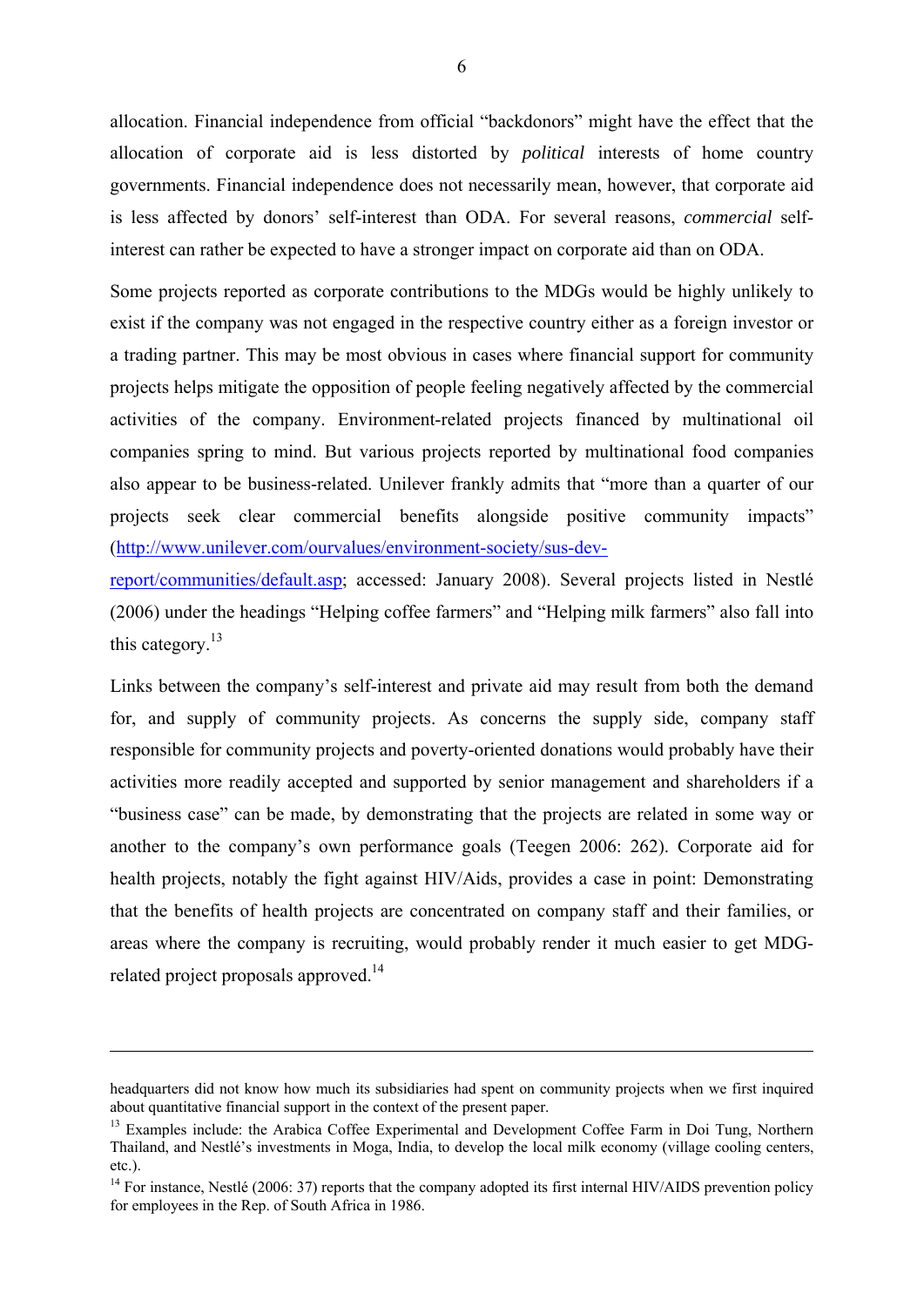allocation. Financial independence from official "backdonors" might have the effect that the allocation of corporate aid is less distorted by *political* interests of home country governments. Financial independence does not necessarily mean, however, that corporate aid is less affected by donors' self-interest than ODA. For several reasons, *commercial* self-interest can rather be expected to have a stronger impact on corporate aid than on ODA.

Some projects reported as corporate contributions to the MDGs would be highly unlikely to exist if the company was not engaged in the respective country either as a foreign investor or a trading partner. This may be most obvious in cases where financial support for community projects helps mitigate the opposition of people feeling negatively affected by the commercial activities of the company. Environment-related projects financed by multinational oil companies spring to mind. But various projects reported by multinational food companies also appear to be business-related. Unilever frankly admits that "more than a quarter of our projects seek clear commercial benefits alongside positive community impacts" (http://www.unilever.com/ourvalues/environment-society/sus-dev-report/communities/default.asp; accessed: January 2008). Several projects listed in Nestlé (2006) under the headings "Helping coffee farmers" and "Helping milk farmers" also fall into this category.[13]

Links between the company's self-interest and private aid may result from both the demand for, and supply of community projects. As concerns the supply side, company staff responsible for community projects and poverty-oriented donations would probably have their activities more readily accepted and supported by senior management and shareholders if a "business case" can be made, by demonstrating that the projects are related in some way or another to the company's own performance goals (Teegen 2006: 262). Corporate aid for health projects, notably the fight against HIV/Aids, provides a case in point: Demonstrating that the benefits of health projects are concentrated on company staff and their families, or areas where the company is recruiting, would probably render it much easier to get MDG-related project proposals approved.[14]

---

headquarters did not know how much its subsidiaries had spent on community projects when we first inquired about quantitative financial support in the context of the present paper.

[13] Examples include: the Arabica Coffee Experimental and Development Coffee Farm in Doi Tung, Northern Thailand, and Nestlé's investments in Moga, India, to develop the local milk economy (village cooling centers, etc.).

[14] For instance, Nestlé (2006: 37) reports that the company adopted its first internal HIV/AIDS prevention policy for employees in the Rep. of South Africa in 1986.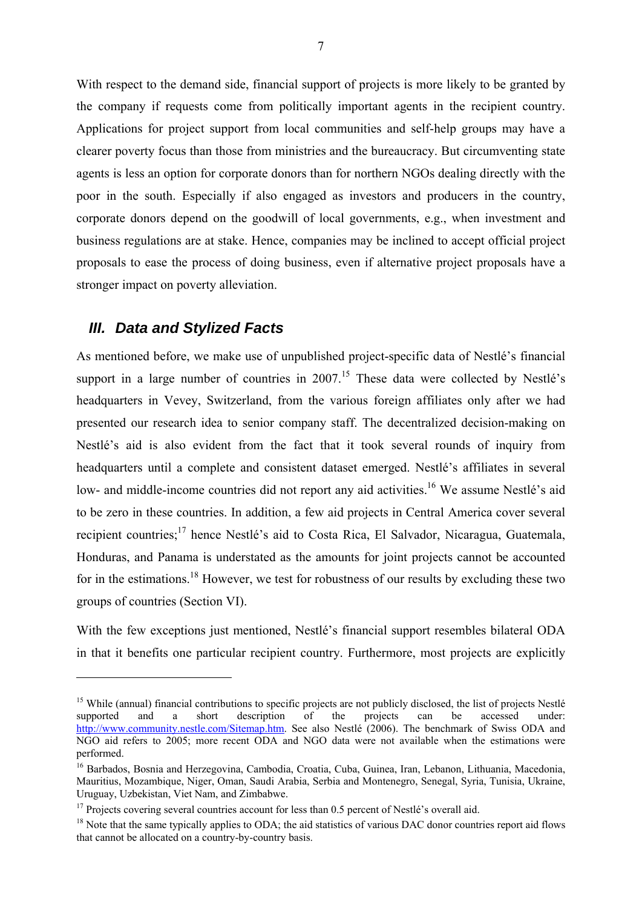With respect to the demand side, financial support of projects is more likely to be granted by the company if requests come from politically important agents in the recipient country. Applications for project support from local communities and self-help groups may have a clearer poverty focus than those from ministries and the bureaucracy. But circumventing state agents is less an option for corporate donors than for northern NGOs dealing directly with the poor in the south. Especially if also engaged as investors and producers in the country, corporate donors depend on the goodwill of local governments, e.g., when investment and business regulations are at stake. Hence, companies may be inclined to accept official project proposals to ease the process of doing business, even if alternative project proposals have a stronger impact on poverty alleviation.

## *III. Data and Stylized Facts*

As mentioned before, we make use of unpublished project-specific data of Nestlé's financial support in a large number of countries in 2007.[15] These data were collected by Nestlé's headquarters in Vevey, Switzerland, from the various foreign affiliates only after we had presented our research idea to senior company staff. The decentralized decision-making on Nestlé's aid is also evident from the fact that it took several rounds of inquiry from headquarters until a complete and consistent dataset emerged. Nestlé's affiliates in several low- and middle-income countries did not report any aid activities.[16] We assume Nestlé's aid to be zero in these countries. In addition, a few aid projects in Central America cover several recipient countries;[17] hence Nestlé's aid to Costa Rica, El Salvador, Nicaragua, Guatemala, Honduras, and Panama is understated as the amounts for joint projects cannot be accounted for in the estimations.[18] However, we test for robustness of our results by excluding these two groups of countries (Section VI).

With the few exceptions just mentioned, Nestlé's financial support resembles bilateral ODA in that it benefits one particular recipient country. Furthermore, most projects are explicitly

---

[15] While (annual) financial contributions to specific projects are not publicly disclosed, the list of projects Nestlé supported and a short description of the projects can be accessed under: http://www.community.nestle.com/Sitemap.htm. See also Nestlé (2006). The benchmark of Swiss ODA and NGO aid refers to 2005; more recent ODA and NGO data were not available when the estimations were performed.

[16] Barbados, Bosnia and Herzegovina, Cambodia, Croatia, Cuba, Guinea, Iran, Lebanon, Lithuania, Macedonia, Mauritius, Mozambique, Niger, Oman, Saudi Arabia, Serbia and Montenegro, Senegal, Syria, Tunisia, Ukraine, Uruguay, Uzbekistan, Viet Nam, and Zimbabwe.

[17] Projects covering several countries account for less than 0.5 percent of Nestlé's overall aid.

[18] Note that the same typically applies to ODA; the aid statistics of various DAC donor countries report aid flows that cannot be allocated on a country-by-country basis.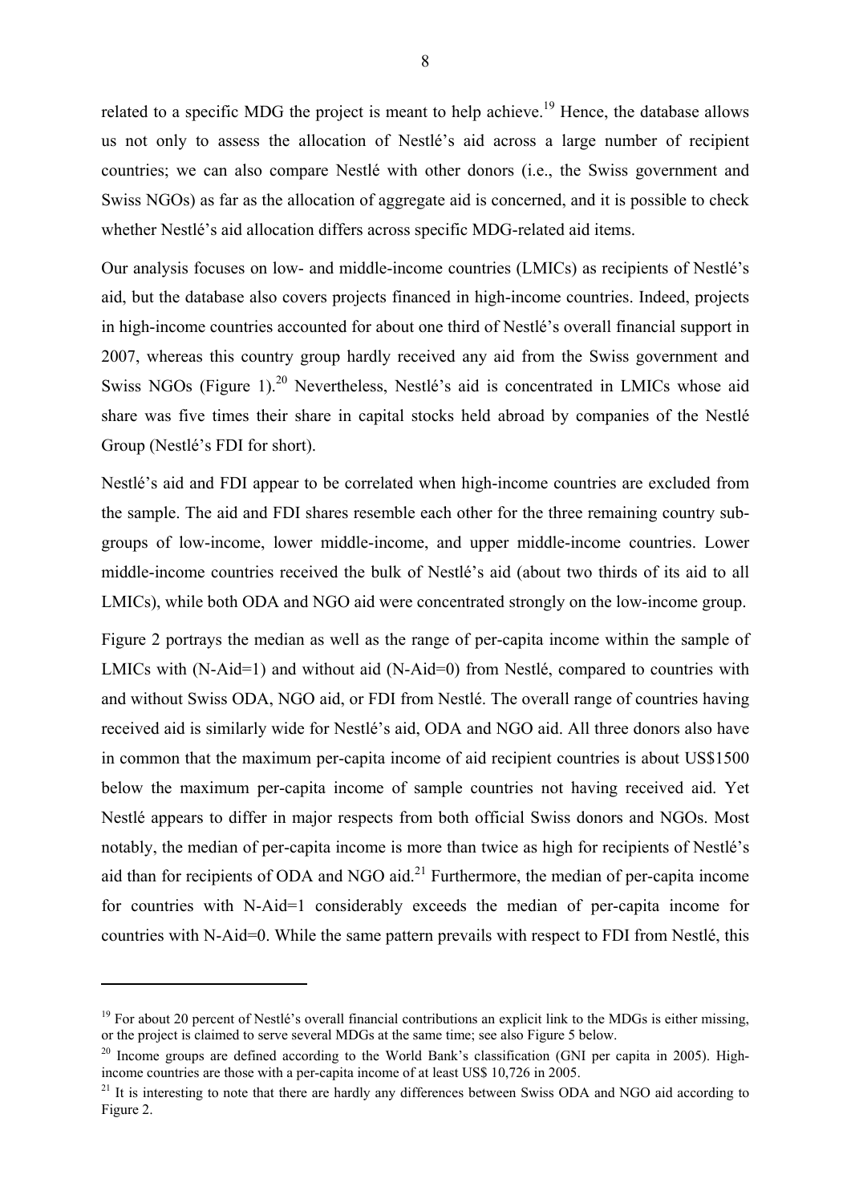related to a specific MDG the project is meant to help achieve.[19] Hence, the database allows us not only to assess the allocation of Nestlé's aid across a large number of recipient countries; we can also compare Nestlé with other donors (i.e., the Swiss government and Swiss NGOs) as far as the allocation of aggregate aid is concerned, and it is possible to check whether Nestlé's aid allocation differs across specific MDG-related aid items.

Our analysis focuses on low- and middle-income countries (LMICs) as recipients of Nestlé's aid, but the database also covers projects financed in high-income countries. Indeed, projects in high-income countries accounted for about one third of Nestlé's overall financial support in 2007, whereas this country group hardly received any aid from the Swiss government and Swiss NGOs (Figure 1).[20] Nevertheless, Nestlé's aid is concentrated in LMICs whose aid share was five times their share in capital stocks held abroad by companies of the Nestlé Group (Nestlé's FDI for short).

Nestlé's aid and FDI appear to be correlated when high-income countries are excluded from the sample. The aid and FDI shares resemble each other for the three remaining country sub-groups of low-income, lower middle-income, and upper middle-income countries. Lower middle-income countries received the bulk of Nestlé's aid (about two thirds of its aid to all LMICs), while both ODA and NGO aid were concentrated strongly on the low-income group.

Figure 2 portrays the median as well as the range of per-capita income within the sample of LMICs with (N-Aid=1) and without aid (N-Aid=0) from Nestlé, compared to countries with and without Swiss ODA, NGO aid, or FDI from Nestlé. The overall range of countries having received aid is similarly wide for Nestlé's aid, ODA and NGO aid. All three donors also have in common that the maximum per-capita income of aid recipient countries is about US$1500 below the maximum per-capita income of sample countries not having received aid. Yet Nestlé appears to differ in major respects from both official Swiss donors and NGOs. Most notably, the median of per-capita income is more than twice as high for recipients of Nestlé's aid than for recipients of ODA and NGO aid.[21] Furthermore, the median of per-capita income for countries with N-Aid=1 considerably exceeds the median of per-capita income for countries with N-Aid=0. While the same pattern prevails with respect to FDI from Nestlé, this

---

[19] For about 20 percent of Nestlé's overall financial contributions an explicit link to the MDGs is either missing, or the project is claimed to serve several MDGs at the same time; see also Figure 5 below.

[20] Income groups are defined according to the World Bank's classification (GNI per capita in 2005). High-income countries are those with a per-capita income of at least US$ 10,726 in 2005.

[21] It is interesting to note that there are hardly any differences between Swiss ODA and NGO aid according to Figure 2.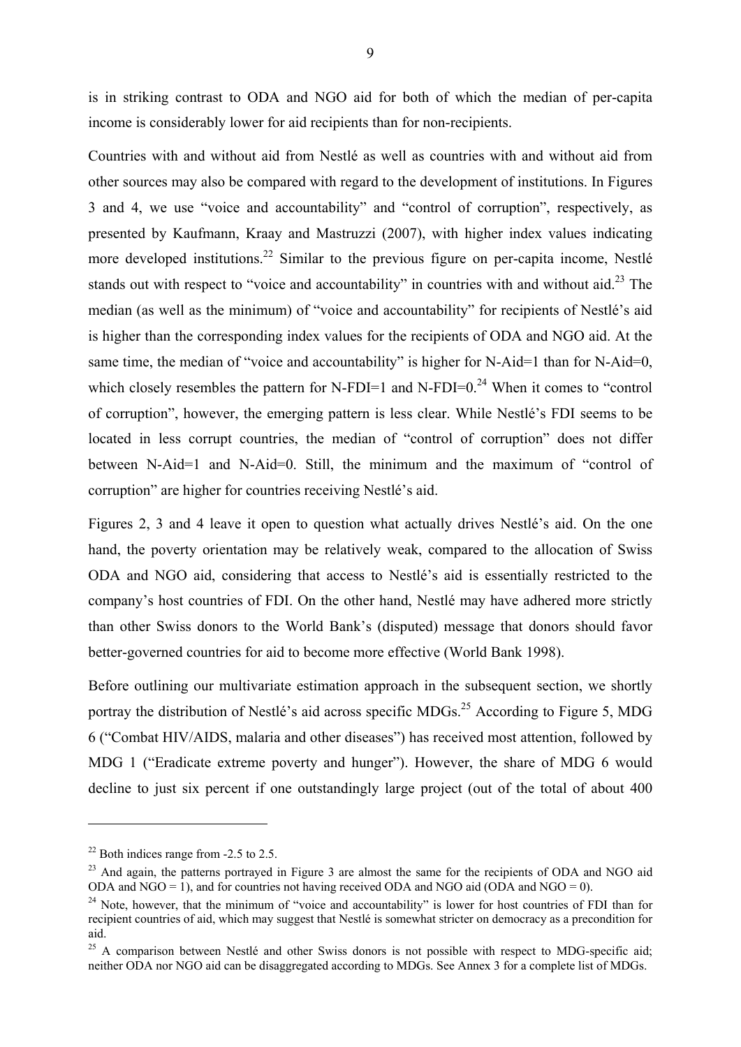is in striking contrast to ODA and NGO aid for both of which the median of per-capita income is considerably lower for aid recipients than for non-recipients.

Countries with and without aid from Nestlé as well as countries with and without aid from other sources may also be compared with regard to the development of institutions. In Figures 3 and 4, we use "voice and accountability" and "control of corruption", respectively, as presented by Kaufmann, Kraay and Mastruzzi (2007), with higher index values indicating more developed institutions.[22] Similar to the previous figure on per-capita income, Nestlé stands out with respect to "voice and accountability" in countries with and without aid.[23] The median (as well as the minimum) of "voice and accountability" for recipients of Nestlé's aid is higher than the corresponding index values for the recipients of ODA and NGO aid. At the same time, the median of "voice and accountability" is higher for N-Aid=1 than for N-Aid=0, which closely resembles the pattern for N-FDI=1 and N-FDI=0.[24] When it comes to "control of corruption", however, the emerging pattern is less clear. While Nestlé's FDI seems to be located in less corrupt countries, the median of "control of corruption" does not differ between N-Aid=1 and N-Aid=0. Still, the minimum and the maximum of "control of corruption" are higher for countries receiving Nestlé's aid.

Figures 2, 3 and 4 leave it open to question what actually drives Nestlé's aid. On the one hand, the poverty orientation may be relatively weak, compared to the allocation of Swiss ODA and NGO aid, considering that access to Nestlé's aid is essentially restricted to the company's host countries of FDI. On the other hand, Nestlé may have adhered more strictly than other Swiss donors to the World Bank's (disputed) message that donors should favor better-governed countries for aid to become more effective (World Bank 1998).

Before outlining our multivariate estimation approach in the subsequent section, we shortly portray the distribution of Nestlé's aid across specific MDGs.[25] According to Figure 5, MDG 6 ("Combat HIV/AIDS, malaria and other diseases") has received most attention, followed by MDG 1 ("Eradicate extreme poverty and hunger"). However, the share of MDG 6 would decline to just six percent if one outstandingly large project (out of the total of about 400

---

[22] Both indices range from -2.5 to 2.5.

[23] And again, the patterns portrayed in Figure 3 are almost the same for the recipients of ODA and NGO aid ODA and NGO = 1), and for countries not having received ODA and NGO aid (ODA and NGO = 0).

[24] Note, however, that the minimum of "voice and accountability" is lower for host countries of FDI than for recipient countries of aid, which may suggest that Nestlé is somewhat stricter on democracy as a precondition for aid.

[25] A comparison between Nestlé and other Swiss donors is not possible with respect to MDG-specific aid; neither ODA nor NGO aid can be disaggregated according to MDGs. See Annex 3 for a complete list of MDGs.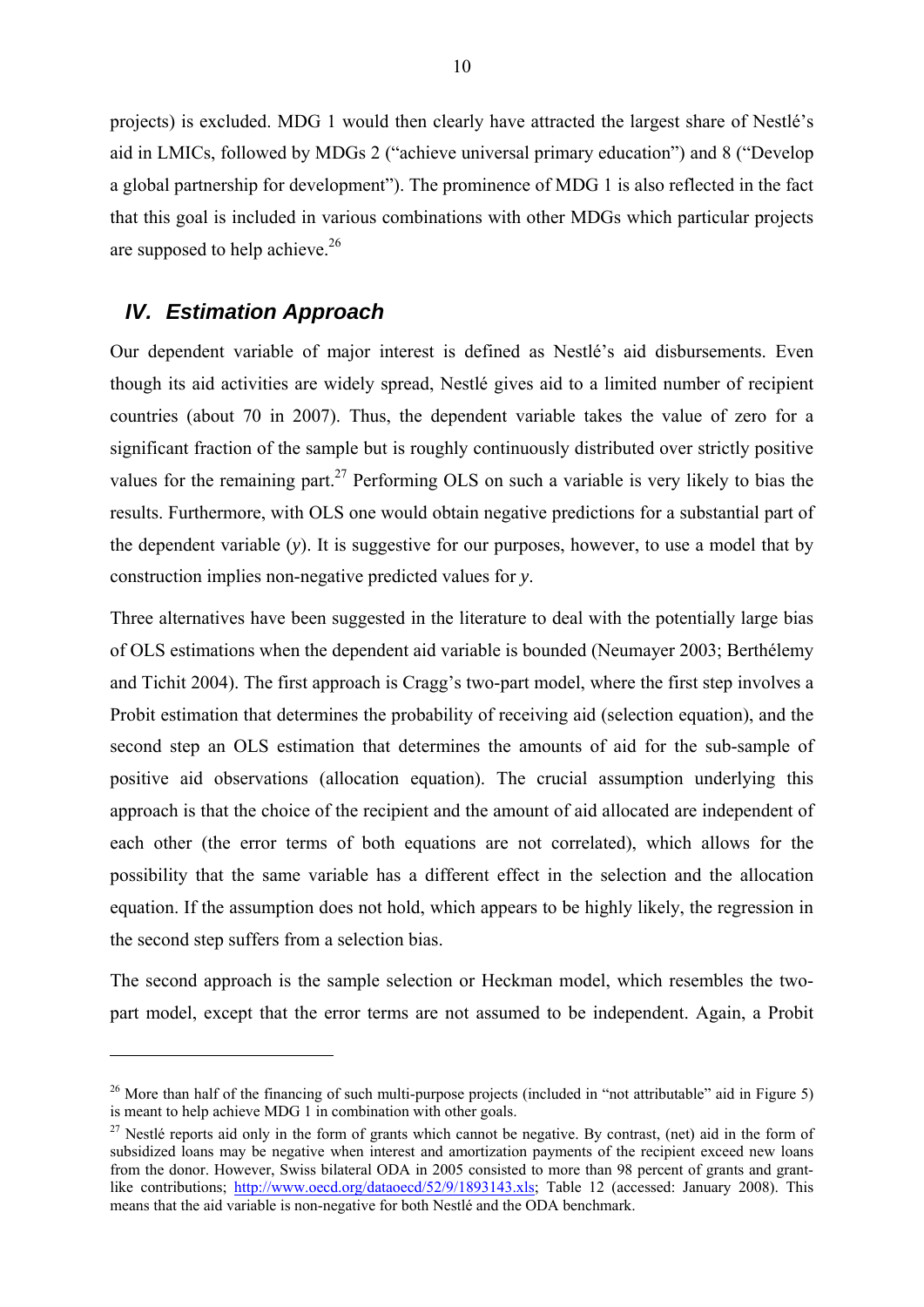projects) is excluded. MDG 1 would then clearly have attracted the largest share of Nestlé's aid in LMICs, followed by MDGs 2 ("achieve universal primary education") and 8 ("Develop a global partnership for development"). The prominence of MDG 1 is also reflected in the fact that this goal is included in various combinations with other MDGs which particular projects are supposed to help achieve.[26]

## IV. Estimation Approach

Our dependent variable of major interest is defined as Nestlé's aid disbursements. Even though its aid activities are widely spread, Nestlé gives aid to a limited number of recipient countries (about 70 in 2007). Thus, the dependent variable takes the value of zero for a significant fraction of the sample but is roughly continuously distributed over strictly positive values for the remaining part.[27] Performing OLS on such a variable is very likely to bias the results. Furthermore, with OLS one would obtain negative predictions for a substantial part of the dependent variable ($y$). It is suggestive for our purposes, however, to use a model that by construction implies non-negative predicted values for $y$.

Three alternatives have been suggested in the literature to deal with the potentially large bias of OLS estimations when the dependent aid variable is bounded (Neumayer 2003; Berthélemy and Tichit 2004). The first approach is Cragg's two-part model, where the first step involves a Probit estimation that determines the probability of receiving aid (selection equation), and the second step an OLS estimation that determines the amounts of aid for the sub-sample of positive aid observations (allocation equation). The crucial assumption underlying this approach is that the choice of the recipient and the amount of aid allocated are independent of each other (the error terms of both equations are not correlated), which allows for the possibility that the same variable has a different effect in the selection and the allocation equation. If the assumption does not hold, which appears to be highly likely, the regression in the second step suffers from a selection bias.

The second approach is the sample selection or Heckman model, which resembles the two-part model, except that the error terms are not assumed to be independent. Again, a Probit

---

[26] More than half of the financing of such multi-purpose projects (included in "not attributable" aid in Figure 5) is meant to help achieve MDG 1 in combination with other goals.

[27] Nestlé reports aid only in the form of grants which cannot be negative. By contrast, (net) aid in the form of subsidized loans may be negative when interest and amortization payments of the recipient exceed new loans from the donor. However, Swiss bilateral ODA in 2005 consisted to more than 98 percent of grants and grant-like contributions; http://www.oecd.org/dataoecd/52/9/1893143.xls; Table 12 (accessed: January 2008). This means that the aid variable is non-negative for both Nestlé and the ODA benchmark.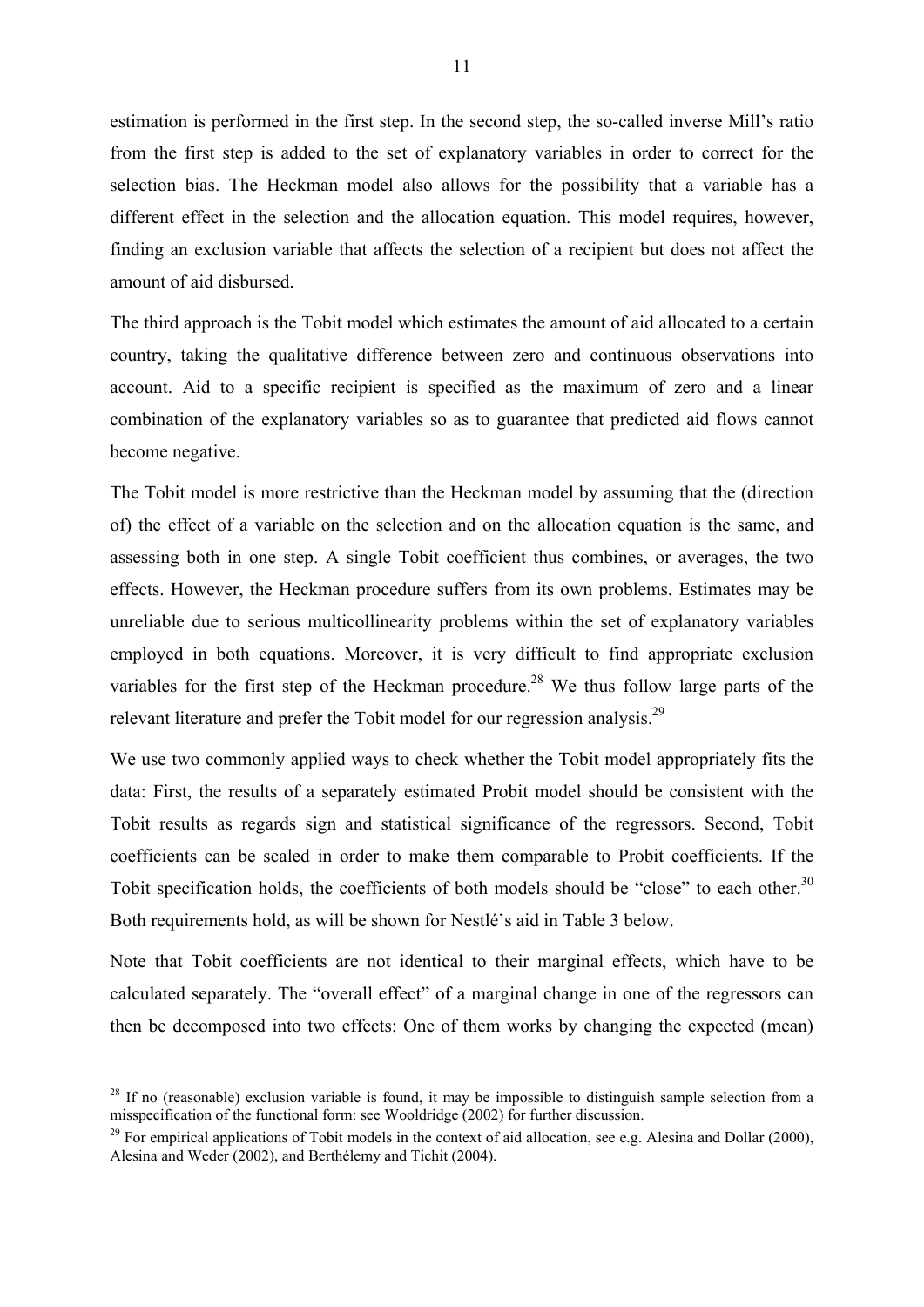estimation is performed in the first step. In the second step, the so-called inverse Mill's ratio from the first step is added to the set of explanatory variables in order to correct for the selection bias. The Heckman model also allows for the possibility that a variable has a different effect in the selection and the allocation equation. This model requires, however, finding an exclusion variable that affects the selection of a recipient but does not affect the amount of aid disbursed.

The third approach is the Tobit model which estimates the amount of aid allocated to a certain country, taking the qualitative difference between zero and continuous observations into account. Aid to a specific recipient is specified as the maximum of zero and a linear combination of the explanatory variables so as to guarantee that predicted aid flows cannot become negative.

The Tobit model is more restrictive than the Heckman model by assuming that the (direction of) the effect of a variable on the selection and on the allocation equation is the same, and assessing both in one step. A single Tobit coefficient thus combines, or averages, the two effects. However, the Heckman procedure suffers from its own problems. Estimates may be unreliable due to serious multicollinearity problems within the set of explanatory variables employed in both equations. Moreover, it is very difficult to find appropriate exclusion variables for the first step of the Heckman procedure.[28] We thus follow large parts of the relevant literature and prefer the Tobit model for our regression analysis.[29]

We use two commonly applied ways to check whether the Tobit model appropriately fits the data: First, the results of a separately estimated Probit model should be consistent with the Tobit results as regards sign and statistical significance of the regressors. Second, Tobit coefficients can be scaled in order to make them comparable to Probit coefficients. If the Tobit specification holds, the coefficients of both models should be "close" to each other.[30] Both requirements hold, as will be shown for Nestlé's aid in Table 3 below.

Note that Tobit coefficients are not identical to their marginal effects, which have to be calculated separately. The "overall effect" of a marginal change in one of the regressors can then be decomposed into two effects: One of them works by changing the expected (mean)

---

[28] If no (reasonable) exclusion variable is found, it may be impossible to distinguish sample selection from a misspecification of the functional form: see Wooldridge (2002) for further discussion.

[29] For empirical applications of Tobit models in the context of aid allocation, see e.g. Alesina and Dollar (2000), Alesina and Weder (2002), and Berthélemy and Tichit (2004).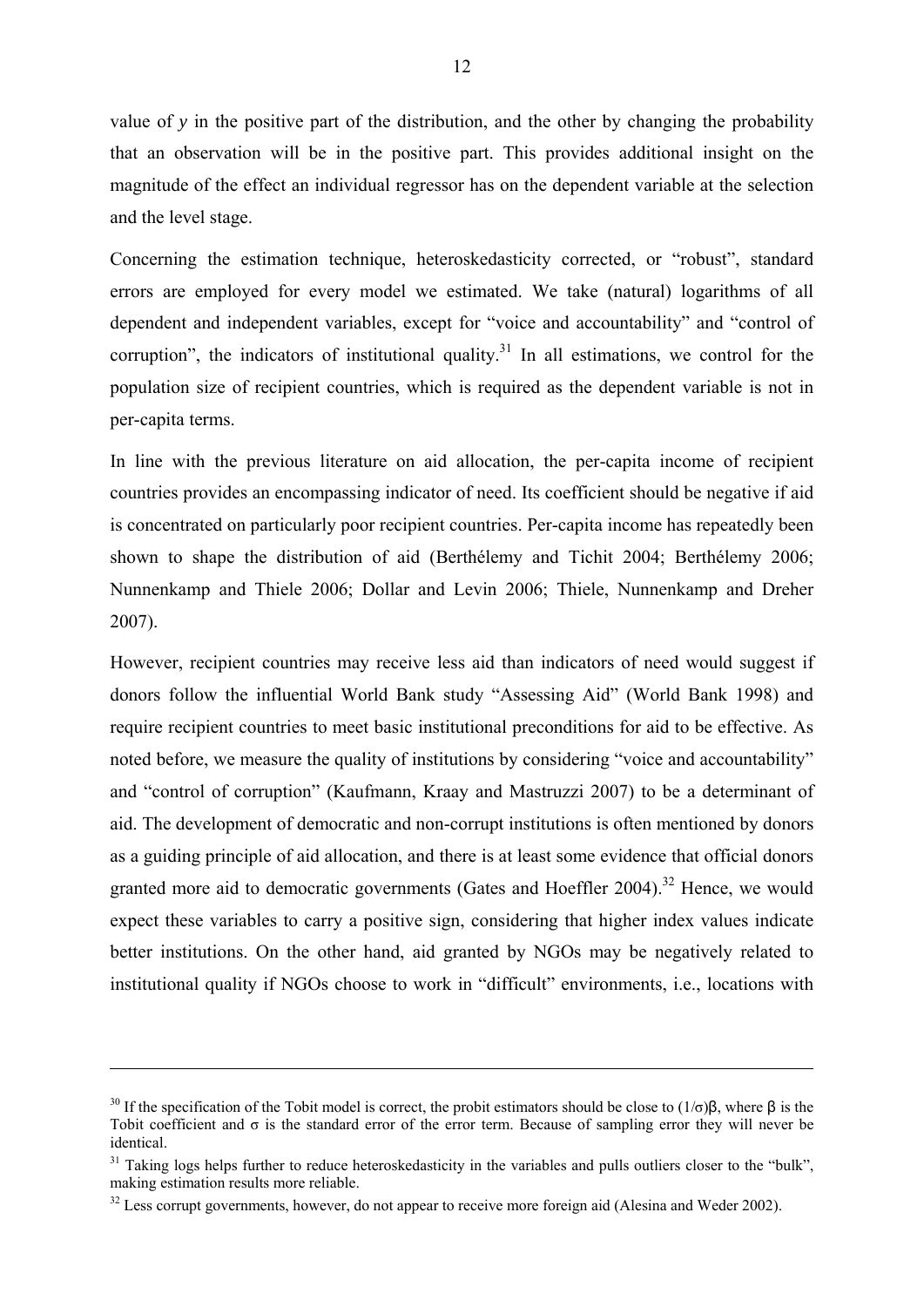value of *y* in the positive part of the distribution, and the other by changing the probability that an observation will be in the positive part. This provides additional insight on the magnitude of the effect an individual regressor has on the dependent variable at the selection and the level stage.

Concerning the estimation technique, heteroskedasticity corrected, or "robust", standard errors are employed for every model we estimated. We take (natural) logarithms of all dependent and independent variables, except for "voice and accountability" and "control of corruption", the indicators of institutional quality.[31] In all estimations, we control for the population size of recipient countries, which is required as the dependent variable is not in per-capita terms.

In line with the previous literature on aid allocation, the per-capita income of recipient countries provides an encompassing indicator of need. Its coefficient should be negative if aid is concentrated on particularly poor recipient countries. Per-capita income has repeatedly been shown to shape the distribution of aid (Berthélemy and Tichit 2004; Berthélemy 2006; Nunnenkamp and Thiele 2006; Dollar and Levin 2006; Thiele, Nunnenkamp and Dreher 2007).

However, recipient countries may receive less aid than indicators of need would suggest if donors follow the influential World Bank study "Assessing Aid" (World Bank 1998) and require recipient countries to meet basic institutional preconditions for aid to be effective. As noted before, we measure the quality of institutions by considering "voice and accountability" and "control of corruption" (Kaufmann, Kraay and Mastruzzi 2007) to be a determinant of aid. The development of democratic and non-corrupt institutions is often mentioned by donors as a guiding principle of aid allocation, and there is at least some evidence that official donors granted more aid to democratic governments (Gates and Hoeffler 2004).[32] Hence, we would expect these variables to carry a positive sign, considering that higher index values indicate better institutions. On the other hand, aid granted by NGOs may be negatively related to institutional quality if NGOs choose to work in "difficult" environments, i.e., locations with

---

[30] If the specification of the Tobit model is correct, the probit estimators should be close to $(1/\sigma)\beta$, where $\beta$ is the Tobit coefficient and $\sigma$ is the standard error of the error term. Because of sampling error they will never be identical.

[31] Taking logs helps further to reduce heteroskedasticity in the variables and pulls outliers closer to the "bulk", making estimation results more reliable.

[32] Less corrupt governments, however, do not appear to receive more foreign aid (Alesina and Weder 2002).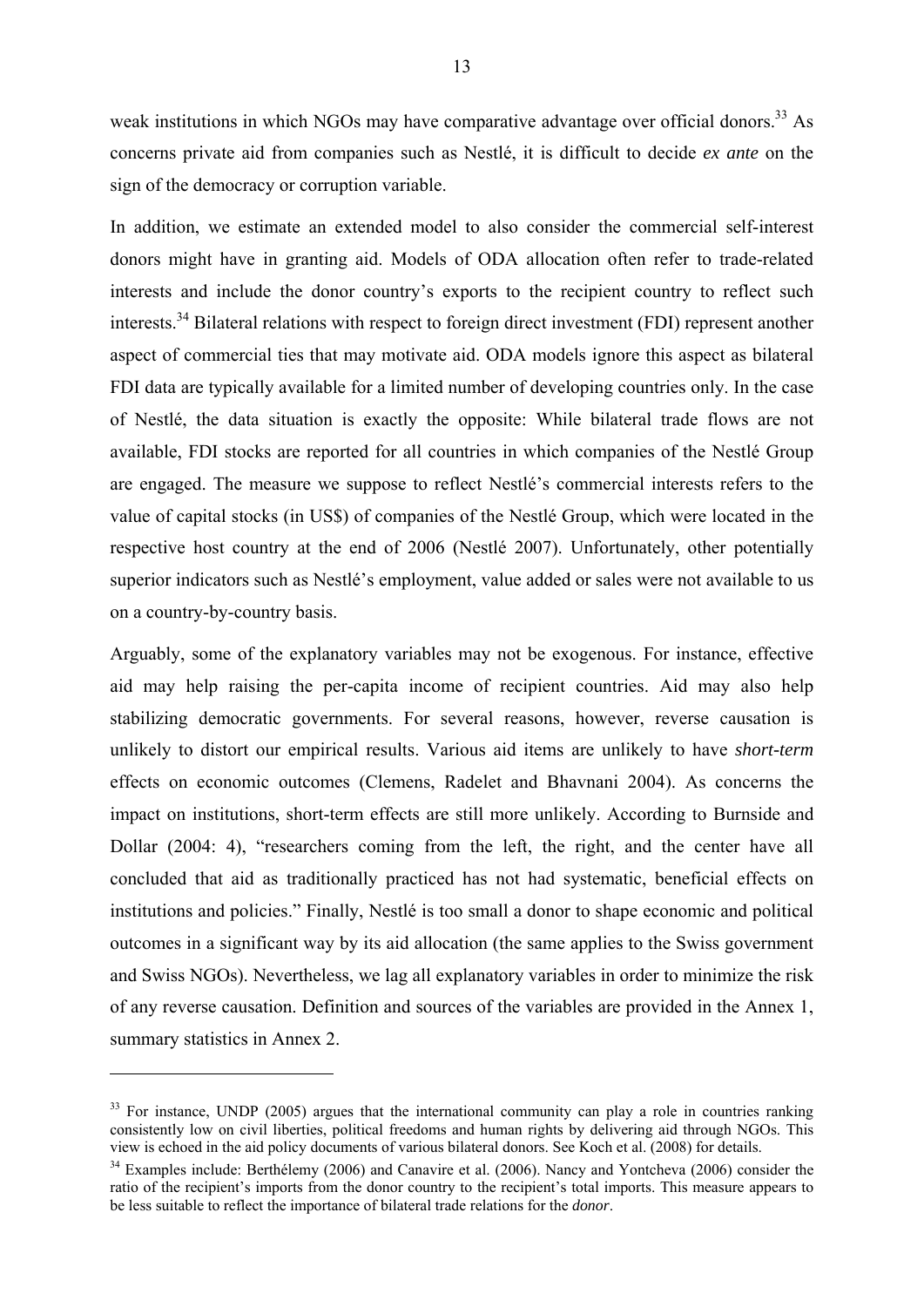weak institutions in which NGOs may have comparative advantage over official donors.[33] As concerns private aid from companies such as Nestlé, it is difficult to decide *ex ante* on the sign of the democracy or corruption variable.

In addition, we estimate an extended model to also consider the commercial self-interest donors might have in granting aid. Models of ODA allocation often refer to trade-related interests and include the donor country's exports to the recipient country to reflect such interests.[34] Bilateral relations with respect to foreign direct investment (FDI) represent another aspect of commercial ties that may motivate aid. ODA models ignore this aspect as bilateral FDI data are typically available for a limited number of developing countries only. In the case of Nestlé, the data situation is exactly the opposite: While bilateral trade flows are not available, FDI stocks are reported for all countries in which companies of the Nestlé Group are engaged. The measure we suppose to reflect Nestlé's commercial interests refers to the value of capital stocks (in US$) of companies of the Nestlé Group, which were located in the respective host country at the end of 2006 (Nestlé 2007). Unfortunately, other potentially superior indicators such as Nestlé's employment, value added or sales were not available to us on a country-by-country basis.

Arguably, some of the explanatory variables may not be exogenous. For instance, effective aid may help raising the per-capita income of recipient countries. Aid may also help stabilizing democratic governments. For several reasons, however, reverse causation is unlikely to distort our empirical results. Various aid items are unlikely to have *short-term* effects on economic outcomes (Clemens, Radelet and Bhavnani 2004). As concerns the impact on institutions, short-term effects are still more unlikely. According to Burnside and Dollar (2004: 4), "researchers coming from the left, the right, and the center have all concluded that aid as traditionally practiced has not had systematic, beneficial effects on institutions and policies." Finally, Nestlé is too small a donor to shape economic and political outcomes in a significant way by its aid allocation (the same applies to the Swiss government and Swiss NGOs). Nevertheless, we lag all explanatory variables in order to minimize the risk of any reverse causation. Definition and sources of the variables are provided in the Annex 1, summary statistics in Annex 2.

---

[33] For instance, UNDP (2005) argues that the international community can play a role in countries ranking consistently low on civil liberties, political freedoms and human rights by delivering aid through NGOs. This view is echoed in the aid policy documents of various bilateral donors. See Koch et al. (2008) for details.

[34] Examples include: Berthélemy (2006) and Canavire et al. (2006). Nancy and Yontcheva (2006) consider the ratio of the recipient's imports from the donor country to the recipient's total imports. This measure appears to be less suitable to reflect the importance of bilateral trade relations for the *donor*.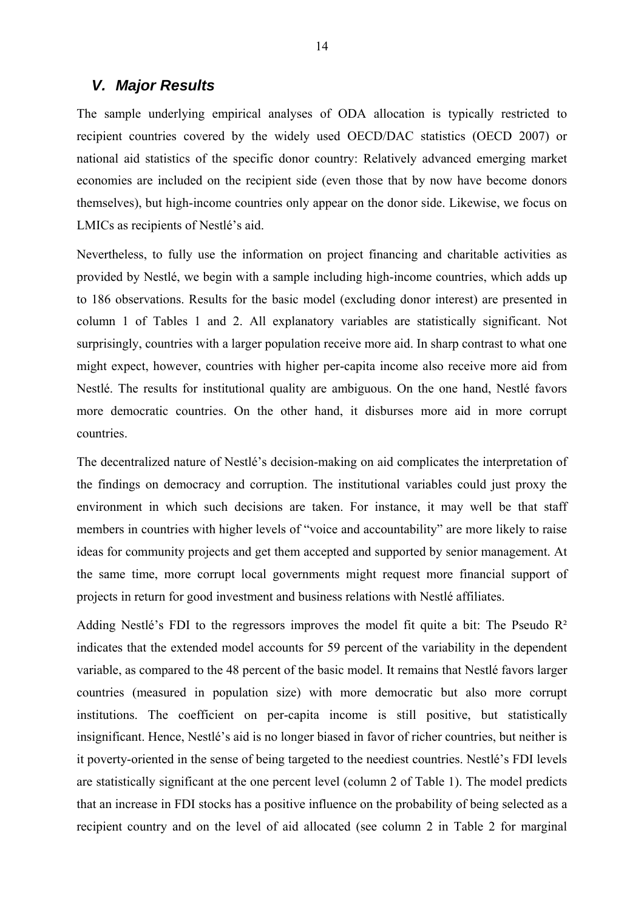## *V. Major Results*

The sample underlying empirical analyses of ODA allocation is typically restricted to recipient countries covered by the widely used OECD/DAC statistics (OECD 2007) or national aid statistics of the specific donor country: Relatively advanced emerging market economies are included on the recipient side (even those that by now have become donors themselves), but high-income countries only appear on the donor side. Likewise, we focus on LMICs as recipients of Nestlé's aid.

Nevertheless, to fully use the information on project financing and charitable activities as provided by Nestlé, we begin with a sample including high-income countries, which adds up to 186 observations. Results for the basic model (excluding donor interest) are presented in column 1 of Tables 1 and 2. All explanatory variables are statistically significant. Not surprisingly, countries with a larger population receive more aid. In sharp contrast to what one might expect, however, countries with higher per-capita income also receive more aid from Nestlé. The results for institutional quality are ambiguous. On the one hand, Nestlé favors more democratic countries. On the other hand, it disburses more aid in more corrupt countries.

The decentralized nature of Nestlé's decision-making on aid complicates the interpretation of the findings on democracy and corruption. The institutional variables could just proxy the environment in which such decisions are taken. For instance, it may well be that staff members in countries with higher levels of "voice and accountability" are more likely to raise ideas for community projects and get them accepted and supported by senior management. At the same time, more corrupt local governments might request more financial support of projects in return for good investment and business relations with Nestlé affiliates.

Adding Nestlé's FDI to the regressors improves the model fit quite a bit: The Pseudo $R^2$ indicates that the extended model accounts for 59 percent of the variability in the dependent variable, as compared to the 48 percent of the basic model. It remains that Nestlé favors larger countries (measured in population size) with more democratic but also more corrupt institutions. The coefficient on per-capita income is still positive, but statistically insignificant. Hence, Nestlé's aid is no longer biased in favor of richer countries, but neither is it poverty-oriented in the sense of being targeted to the neediest countries. Nestlé's FDI levels are statistically significant at the one percent level (column 2 of Table 1). The model predicts that an increase in FDI stocks has a positive influence on the probability of being selected as a recipient country and on the level of aid allocated (see column 2 in Table 2 for marginal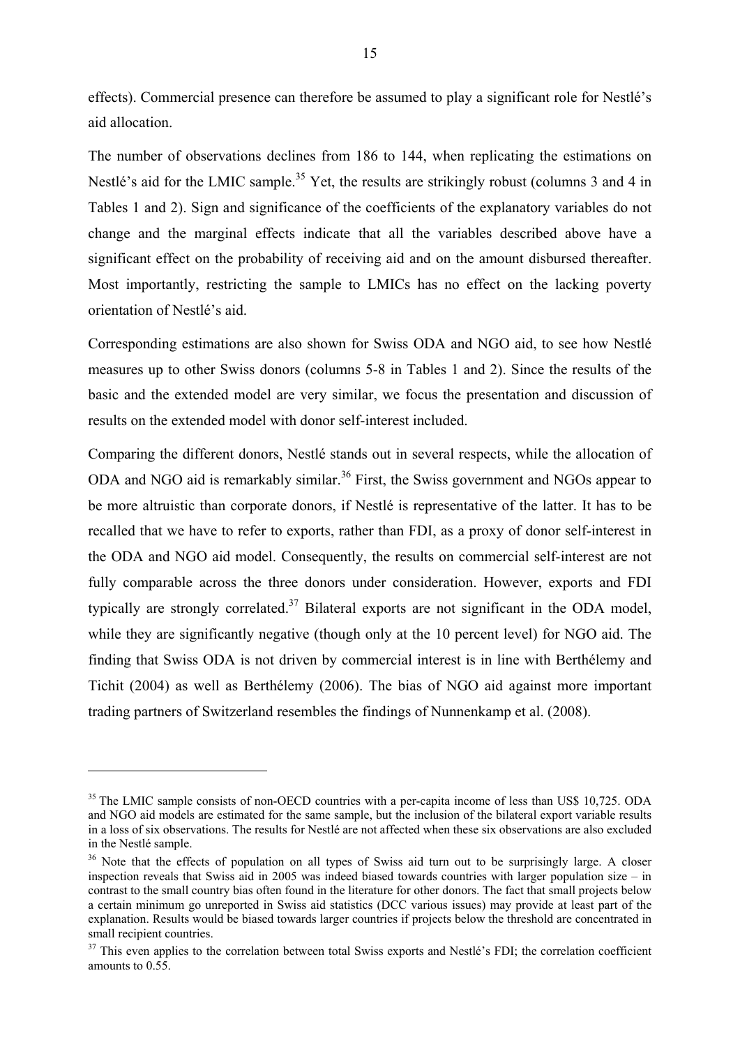effects). Commercial presence can therefore be assumed to play a significant role for Nestlé's aid allocation.

The number of observations declines from 186 to 144, when replicating the estimations on Nestlé's aid for the LMIC sample.[35] Yet, the results are strikingly robust (columns 3 and 4 in Tables 1 and 2). Sign and significance of the coefficients of the explanatory variables do not change and the marginal effects indicate that all the variables described above have a significant effect on the probability of receiving aid and on the amount disbursed thereafter. Most importantly, restricting the sample to LMICs has no effect on the lacking poverty orientation of Nestlé's aid.

Corresponding estimations are also shown for Swiss ODA and NGO aid, to see how Nestlé measures up to other Swiss donors (columns 5-8 in Tables 1 and 2). Since the results of the basic and the extended model are very similar, we focus the presentation and discussion of results on the extended model with donor self-interest included.

Comparing the different donors, Nestlé stands out in several respects, while the allocation of ODA and NGO aid is remarkably similar.[36] First, the Swiss government and NGOs appear to be more altruistic than corporate donors, if Nestlé is representative of the latter. It has to be recalled that we have to refer to exports, rather than FDI, as a proxy of donor self-interest in the ODA and NGO aid model. Consequently, the results on commercial self-interest are not fully comparable across the three donors under consideration. However, exports and FDI typically are strongly correlated.[37] Bilateral exports are not significant in the ODA model, while they are significantly negative (though only at the 10 percent level) for NGO aid. The finding that Swiss ODA is not driven by commercial interest is in line with Berthélemy and Tichit (2004) as well as Berthélemy (2006). The bias of NGO aid against more important trading partners of Switzerland resembles the findings of Nunnenkamp et al. (2008).

---

[35] The LMIC sample consists of non-OECD countries with a per-capita income of less than US$ 10,725. ODA and NGO aid models are estimated for the same sample, but the inclusion of the bilateral export variable results in a loss of six observations. The results for Nestlé are not affected when these six observations are also excluded in the Nestlé sample.

[36] Note that the effects of population on all types of Swiss aid turn out to be surprisingly large. A closer inspection reveals that Swiss aid in 2005 was indeed biased towards countries with larger population size – in contrast to the small country bias often found in the literature for other donors. The fact that small projects below a certain minimum go unreported in Swiss aid statistics (DCC various issues) may provide at least part of the explanation. Results would be biased towards larger countries if projects below the threshold are concentrated in small recipient countries.

[37] This even applies to the correlation between total Swiss exports and Nestlé's FDI; the correlation coefficient amounts to 0.55.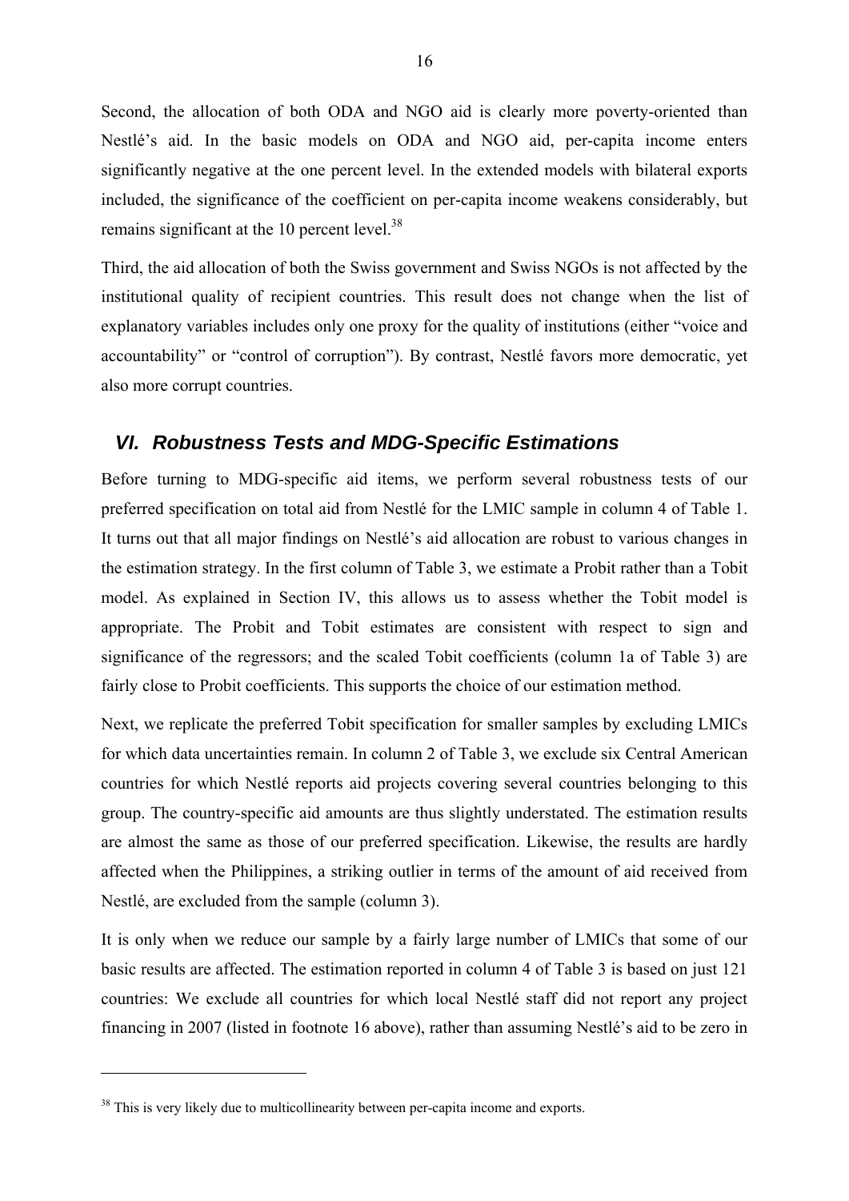Second, the allocation of both ODA and NGO aid is clearly more poverty-oriented than Nestlé's aid. In the basic models on ODA and NGO aid, per-capita income enters significantly negative at the one percent level. In the extended models with bilateral exports included, the significance of the coefficient on per-capita income weakens considerably, but remains significant at the 10 percent level.[38]

Third, the aid allocation of both the Swiss government and Swiss NGOs is not affected by the institutional quality of recipient countries. This result does not change when the list of explanatory variables includes only one proxy for the quality of institutions (either "voice and accountability" or "control of corruption"). By contrast, Nestlé favors more democratic, yet also more corrupt countries.

## *VI. Robustness Tests and MDG-Specific Estimations*

Before turning to MDG-specific aid items, we perform several robustness tests of our preferred specification on total aid from Nestlé for the LMIC sample in column 4 of Table 1. It turns out that all major findings on Nestlé's aid allocation are robust to various changes in the estimation strategy. In the first column of Table 3, we estimate a Probit rather than a Tobit model. As explained in Section IV, this allows us to assess whether the Tobit model is appropriate. The Probit and Tobit estimates are consistent with respect to sign and significance of the regressors; and the scaled Tobit coefficients (column 1a of Table 3) are fairly close to Probit coefficients. This supports the choice of our estimation method.

Next, we replicate the preferred Tobit specification for smaller samples by excluding LMICs for which data uncertainties remain. In column 2 of Table 3, we exclude six Central American countries for which Nestlé reports aid projects covering several countries belonging to this group. The country-specific aid amounts are thus slightly understated. The estimation results are almost the same as those of our preferred specification. Likewise, the results are hardly affected when the Philippines, a striking outlier in terms of the amount of aid received from Nestlé, are excluded from the sample (column 3).

It is only when we reduce our sample by a fairly large number of LMICs that some of our basic results are affected. The estimation reported in column 4 of Table 3 is based on just 121 countries: We exclude all countries for which local Nestlé staff did not report any project financing in 2007 (listed in footnote 16 above), rather than assuming Nestlé's aid to be zero in

---

[38] This is very likely due to multicollinearity between per-capita income and exports.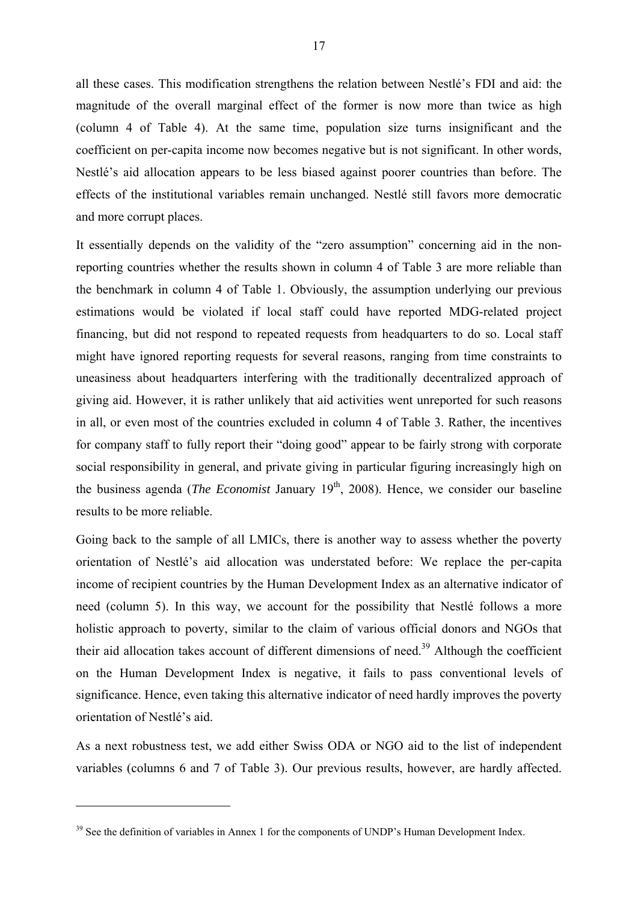all these cases. This modification strengthens the relation between Nestlé's FDI and aid: the magnitude of the overall marginal effect of the former is now more than twice as high (column 4 of Table 4). At the same time, population size turns insignificant and the coefficient on per-capita income now becomes negative but is not significant. In other words, Nestlé's aid allocation appears to be less biased against poorer countries than before. The effects of the institutional variables remain unchanged. Nestlé still favors more democratic and more corrupt places.

It essentially depends on the validity of the "zero assumption" concerning aid in the non-reporting countries whether the results shown in column 4 of Table 3 are more reliable than the benchmark in column 4 of Table 1. Obviously, the assumption underlying our previous estimations would be violated if local staff could have reported MDG-related project financing, but did not respond to repeated requests from headquarters to do so. Local staff might have ignored reporting requests for several reasons, ranging from time constraints to uneasiness about headquarters interfering with the traditionally decentralized approach of giving aid. However, it is rather unlikely that aid activities went unreported for such reasons in all, or even most of the countries excluded in column 4 of Table 3. Rather, the incentives for company staff to fully report their "doing good" appear to be fairly strong with corporate social responsibility in general, and private giving in particular figuring increasingly high on the business agenda (*The Economist* January 19th, 2008). Hence, we consider our baseline results to be more reliable.

Going back to the sample of all LMICs, there is another way to assess whether the poverty orientation of Nestlé's aid allocation was understated before: We replace the per-capita income of recipient countries by the Human Development Index as an alternative indicator of need (column 5). In this way, we account for the possibility that Nestlé follows a more holistic approach to poverty, similar to the claim of various official donors and NGOs that their aid allocation takes account of different dimensions of need.[39] Although the coefficient on the Human Development Index is negative, it fails to pass conventional levels of significance. Hence, even taking this alternative indicator of need hardly improves the poverty orientation of Nestlé's aid.

As a next robustness test, we add either Swiss ODA or NGO aid to the list of independent variables (columns 6 and 7 of Table 3). Our previous results, however, are hardly affected.

---

[39] See the definition of variables in Annex 1 for the components of UNDP's Human Development Index.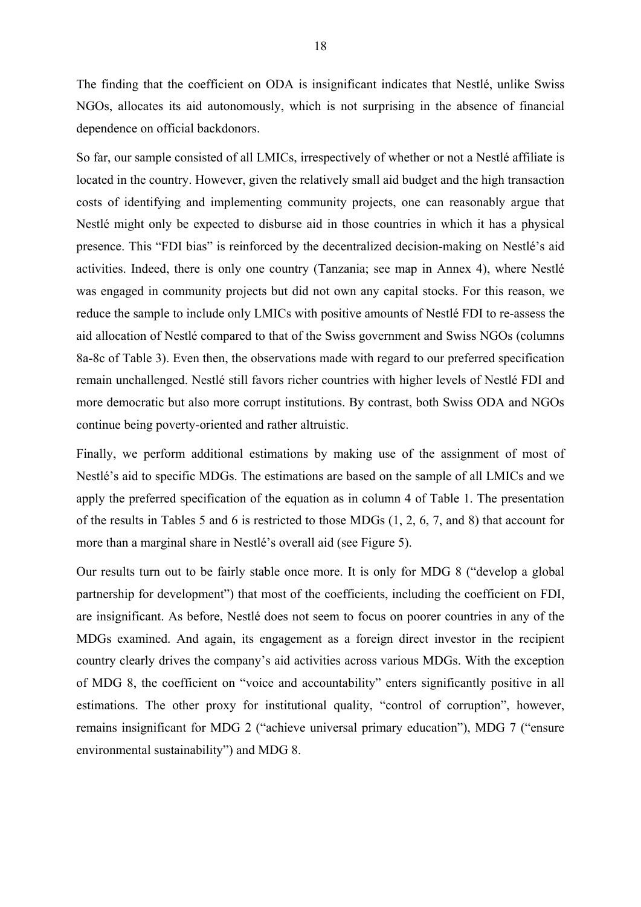The finding that the coefficient on ODA is insignificant indicates that Nestlé, unlike Swiss NGOs, allocates its aid autonomously, which is not surprising in the absence of financial dependence on official backdonors.

So far, our sample consisted of all LMICs, irrespectively of whether or not a Nestlé affiliate is located in the country. However, given the relatively small aid budget and the high transaction costs of identifying and implementing community projects, one can reasonably argue that Nestlé might only be expected to disburse aid in those countries in which it has a physical presence. This "FDI bias" is reinforced by the decentralized decision-making on Nestlé's aid activities. Indeed, there is only one country (Tanzania; see map in Annex 4), where Nestlé was engaged in community projects but did not own any capital stocks. For this reason, we reduce the sample to include only LMICs with positive amounts of Nestlé FDI to re-assess the aid allocation of Nestlé compared to that of the Swiss government and Swiss NGOs (columns 8a-8c of Table 3). Even then, the observations made with regard to our preferred specification remain unchallenged. Nestlé still favors richer countries with higher levels of Nestlé FDI and more democratic but also more corrupt institutions. By contrast, both Swiss ODA and NGOs continue being poverty-oriented and rather altruistic.

Finally, we perform additional estimations by making use of the assignment of most of Nestlé's aid to specific MDGs. The estimations are based on the sample of all LMICs and we apply the preferred specification of the equation as in column 4 of Table 1. The presentation of the results in Tables 5 and 6 is restricted to those MDGs (1, 2, 6, 7, and 8) that account for more than a marginal share in Nestlé's overall aid (see Figure 5).

Our results turn out to be fairly stable once more. It is only for MDG 8 ("develop a global partnership for development") that most of the coefficients, including the coefficient on FDI, are insignificant. As before, Nestlé does not seem to focus on poorer countries in any of the MDGs examined. And again, its engagement as a foreign direct investor in the recipient country clearly drives the company's aid activities across various MDGs. With the exception of MDG 8, the coefficient on "voice and accountability" enters significantly positive in all estimations. The other proxy for institutional quality, "control of corruption", however, remains insignificant for MDG 2 ("achieve universal primary education"), MDG 7 ("ensure environmental sustainability") and MDG 8.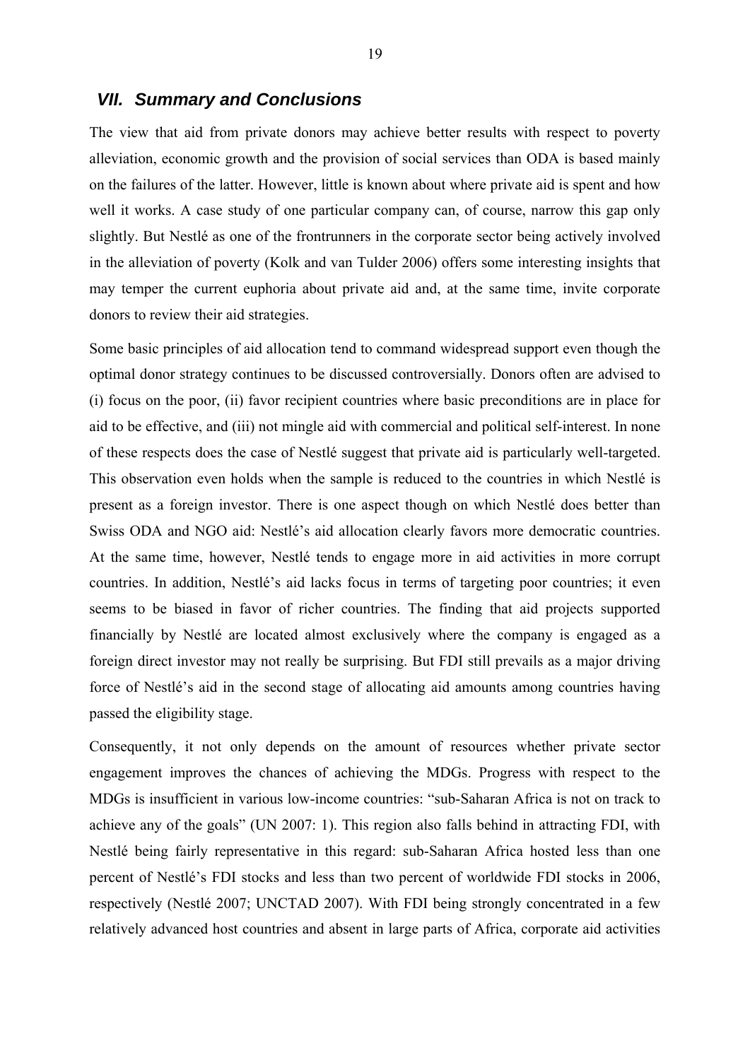## VII. Summary and Conclusions

The view that aid from private donors may achieve better results with respect to poverty alleviation, economic growth and the provision of social services than ODA is based mainly on the failures of the latter. However, little is known about where private aid is spent and how well it works. A case study of one particular company can, of course, narrow this gap only slightly. But Nestlé as one of the frontrunners in the corporate sector being actively involved in the alleviation of poverty (Kolk and van Tulder 2006) offers some interesting insights that may temper the current euphoria about private aid and, at the same time, invite corporate donors to review their aid strategies.

Some basic principles of aid allocation tend to command widespread support even though the optimal donor strategy continues to be discussed controversially. Donors often are advised to (i) focus on the poor, (ii) favor recipient countries where basic preconditions are in place for aid to be effective, and (iii) not mingle aid with commercial and political self-interest. In none of these respects does the case of Nestlé suggest that private aid is particularly well-targeted. This observation even holds when the sample is reduced to the countries in which Nestlé is present as a foreign investor. There is one aspect though on which Nestlé does better than Swiss ODA and NGO aid: Nestlé's aid allocation clearly favors more democratic countries. At the same time, however, Nestlé tends to engage more in aid activities in more corrupt countries. In addition, Nestlé's aid lacks focus in terms of targeting poor countries; it even seems to be biased in favor of richer countries. The finding that aid projects supported financially by Nestlé are located almost exclusively where the company is engaged as a foreign direct investor may not really be surprising. But FDI still prevails as a major driving force of Nestlé's aid in the second stage of allocating aid amounts among countries having passed the eligibility stage.

Consequently, it not only depends on the amount of resources whether private sector engagement improves the chances of achieving the MDGs. Progress with respect to the MDGs is insufficient in various low-income countries: "sub-Saharan Africa is not on track to achieve any of the goals" (UN 2007: 1). This region also falls behind in attracting FDI, with Nestlé being fairly representative in this regard: sub-Saharan Africa hosted less than one percent of Nestlé's FDI stocks and less than two percent of worldwide FDI stocks in 2006, respectively (Nestlé 2007; UNCTAD 2007). With FDI being strongly concentrated in a few relatively advanced host countries and absent in large parts of Africa, corporate aid activities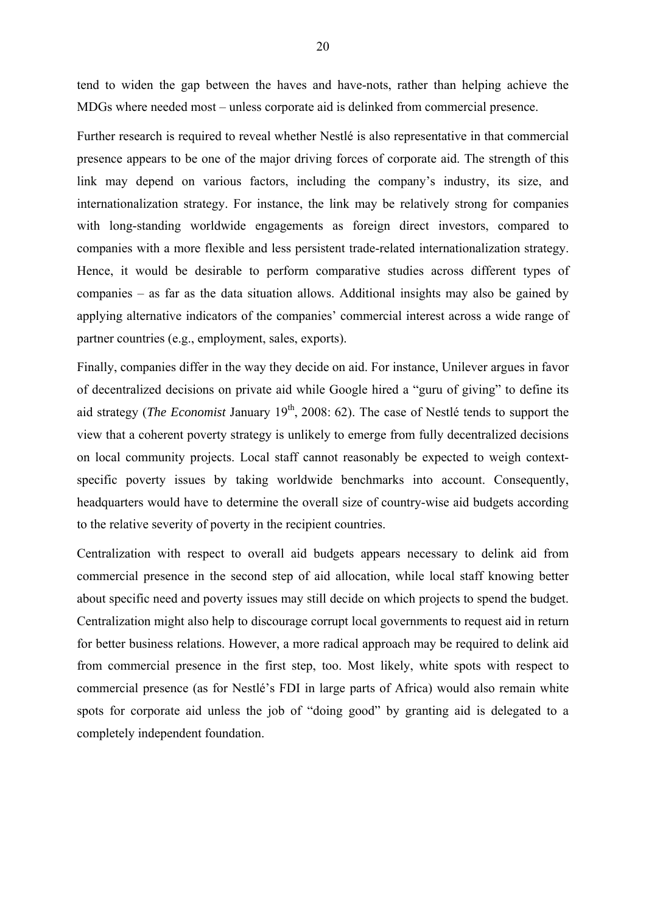tend to widen the gap between the haves and have-nots, rather than helping achieve the MDGs where needed most – unless corporate aid is delinked from commercial presence.

Further research is required to reveal whether Nestlé is also representative in that commercial presence appears to be one of the major driving forces of corporate aid. The strength of this link may depend on various factors, including the company's industry, its size, and internationalization strategy. For instance, the link may be relatively strong for companies with long-standing worldwide engagements as foreign direct investors, compared to companies with a more flexible and less persistent trade-related internationalization strategy. Hence, it would be desirable to perform comparative studies across different types of companies – as far as the data situation allows. Additional insights may also be gained by applying alternative indicators of the companies' commercial interest across a wide range of partner countries (e.g., employment, sales, exports).

Finally, companies differ in the way they decide on aid. For instance, Unilever argues in favor of decentralized decisions on private aid while Google hired a "guru of giving" to define its aid strategy (*The Economist* January 19th, 2008: 62). The case of Nestlé tends to support the view that a coherent poverty strategy is unlikely to emerge from fully decentralized decisions on local community projects. Local staff cannot reasonably be expected to weigh context-specific poverty issues by taking worldwide benchmarks into account. Consequently, headquarters would have to determine the overall size of country-wise aid budgets according to the relative severity of poverty in the recipient countries.

Centralization with respect to overall aid budgets appears necessary to delink aid from commercial presence in the second step of aid allocation, while local staff knowing better about specific need and poverty issues may still decide on which projects to spend the budget. Centralization might also help to discourage corrupt local governments to request aid in return for better business relations. However, a more radical approach may be required to delink aid from commercial presence in the first step, too. Most likely, white spots with respect to commercial presence (as for Nestlé's FDI in large parts of Africa) would also remain white spots for corporate aid unless the job of "doing good" by granting aid is delegated to a completely independent foundation.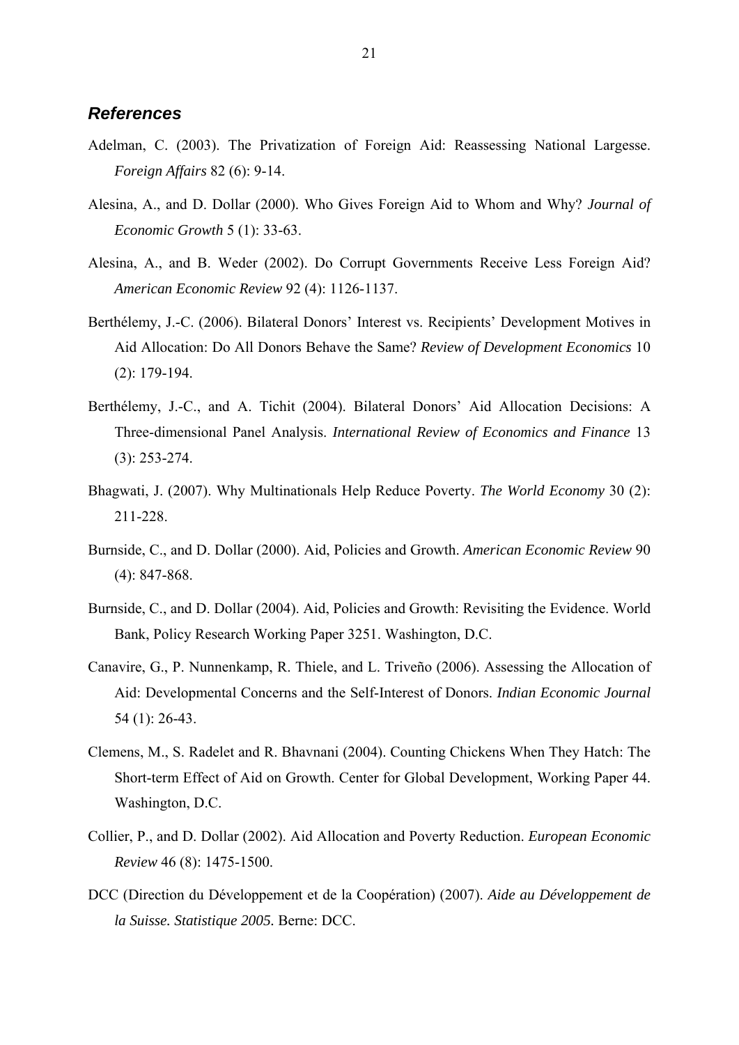## *References*

Adelman, C. (2003). The Privatization of Foreign Aid: Reassessing National Largesse. *Foreign Affairs* 82 (6): 9-14.

Alesina, A., and D. Dollar (2000). Who Gives Foreign Aid to Whom and Why? *Journal of Economic Growth* 5 (1): 33-63.

Alesina, A., and B. Weder (2002). Do Corrupt Governments Receive Less Foreign Aid? *American Economic Review* 92 (4): 1126-1137.

Berthélemy, J.-C. (2006). Bilateral Donors' Interest vs. Recipients' Development Motives in Aid Allocation: Do All Donors Behave the Same? *Review of Development Economics* 10 (2): 179-194.

Berthélemy, J.-C., and A. Tichit (2004). Bilateral Donors' Aid Allocation Decisions: A Three-dimensional Panel Analysis. *International Review of Economics and Finance* 13 (3): 253-274.

Bhagwati, J. (2007). Why Multinationals Help Reduce Poverty. *The World Economy* 30 (2): 211-228.

Burnside, C., and D. Dollar (2000). Aid, Policies and Growth. *American Economic Review* 90 (4): 847-868.

Burnside, C., and D. Dollar (2004). Aid, Policies and Growth: Revisiting the Evidence. World Bank, Policy Research Working Paper 3251. Washington, D.C.

Canavire, G., P. Nunnenkamp, R. Thiele, and L. Triveño (2006). Assessing the Allocation of Aid: Developmental Concerns and the Self-Interest of Donors. *Indian Economic Journal* 54 (1): 26-43.

Clemens, M., S. Radelet and R. Bhavnani (2004). Counting Chickens When They Hatch: The Short-term Effect of Aid on Growth. Center for Global Development, Working Paper 44. Washington, D.C.

Collier, P., and D. Dollar (2002). Aid Allocation and Poverty Reduction. *European Economic Review* 46 (8): 1475-1500.

DCC (Direction du Développement et de la Coopération) (2007). *Aide au Développement de la Suisse. Statistique 2005.* Berne: DCC.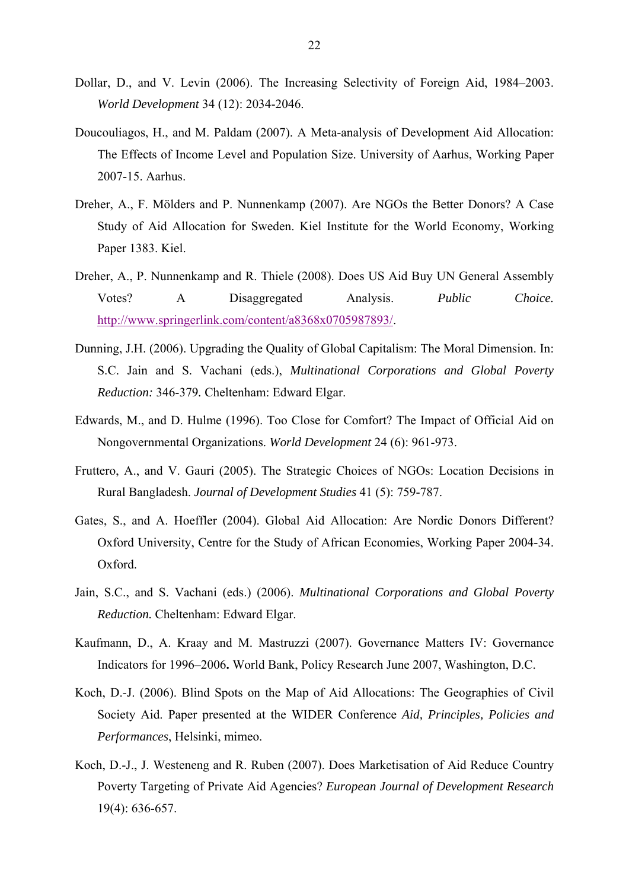Dollar, D., and V. Levin (2006). The Increasing Selectivity of Foreign Aid, 1984–2003. *World Development* 34 (12): 2034-2046.

Doucouliagos, H., and M. Paldam (2007). A Meta-analysis of Development Aid Allocation: The Effects of Income Level and Population Size. University of Aarhus, Working Paper 2007-15. Aarhus.

Dreher, A., F. Mölders and P. Nunnenkamp (2007). Are NGOs the Better Donors? A Case Study of Aid Allocation for Sweden. Kiel Institute for the World Economy, Working Paper 1383. Kiel.

Dreher, A., P. Nunnenkamp and R. Thiele (2008). Does US Aid Buy UN General Assembly Votes? A Disaggregated Analysis. *Public Choice.* http://www.springerlink.com/content/a8368x0705987893/.

Dunning, J.H. (2006). Upgrading the Quality of Global Capitalism: The Moral Dimension. In: S.C. Jain and S. Vachani (eds.), *Multinational Corporations and Global Poverty Reduction:* 346-379. Cheltenham: Edward Elgar.

Edwards, M., and D. Hulme (1996). Too Close for Comfort? The Impact of Official Aid on Nongovernmental Organizations. *World Development* 24 (6): 961-973.

Fruttero, A., and V. Gauri (2005). The Strategic Choices of NGOs: Location Decisions in Rural Bangladesh. *Journal of Development Studies* 41 (5): 759-787.

Gates, S., and A. Hoeffler (2004). Global Aid Allocation: Are Nordic Donors Different? Oxford University, Centre for the Study of African Economies, Working Paper 2004-34. Oxford.

Jain, S.C., and S. Vachani (eds.) (2006). *Multinational Corporations and Global Poverty Reduction.* Cheltenham: Edward Elgar.

Kaufmann, D., A. Kraay and M. Mastruzzi (2007). Governance Matters IV: Governance Indicators for 1996–2006**.** World Bank, Policy Research June 2007, Washington, D.C.

Koch, D.-J. (2006). Blind Spots on the Map of Aid Allocations: The Geographies of Civil Society Aid. Paper presented at the WIDER Conference *Aid, Principles, Policies and Performances*, Helsinki, mimeo.

Koch, D.-J., J. Westeneng and R. Ruben (2007). Does Marketisation of Aid Reduce Country Poverty Targeting of Private Aid Agencies? *European Journal of Development Research* 19(4): 636-657.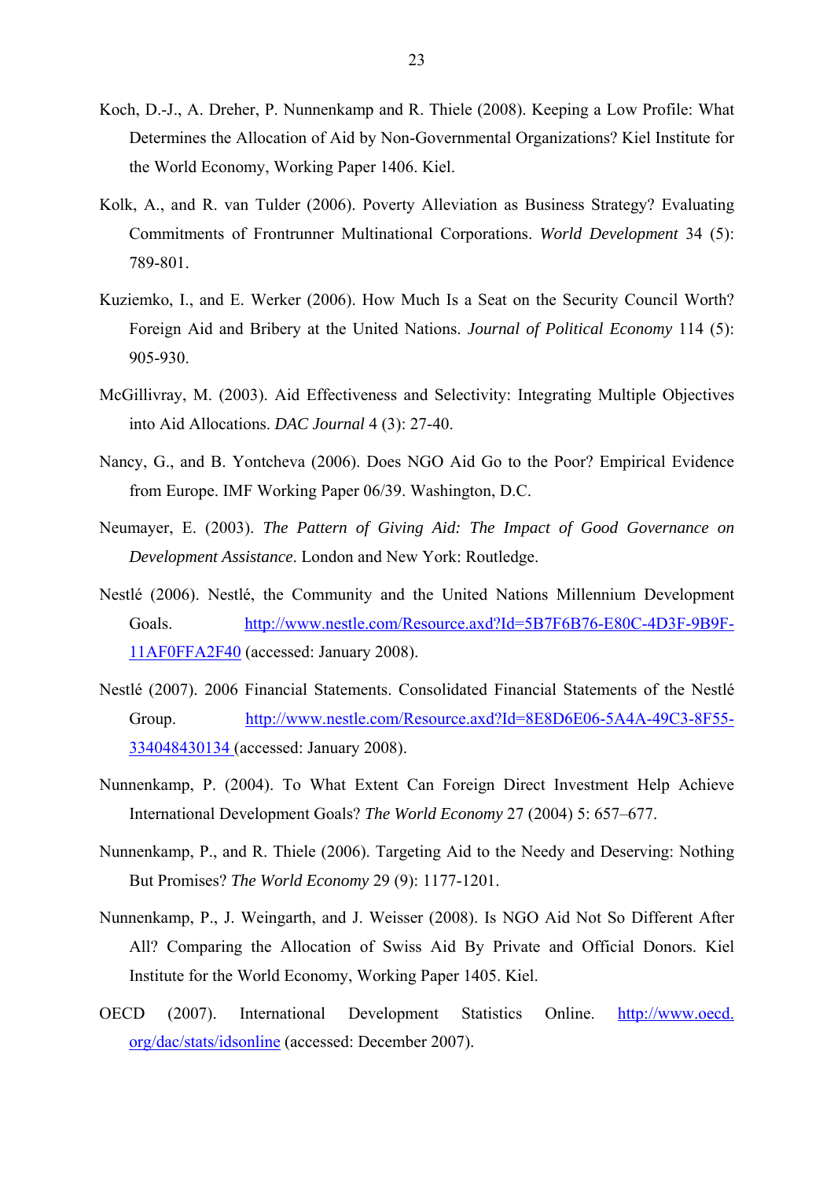Koch, D.-J., A. Dreher, P. Nunnenkamp and R. Thiele (2008). Keeping a Low Profile: What Determines the Allocation of Aid by Non-Governmental Organizations? Kiel Institute for the World Economy, Working Paper 1406. Kiel.

Kolk, A., and R. van Tulder (2006). Poverty Alleviation as Business Strategy? Evaluating Commitments of Frontrunner Multinational Corporations. *World Development* 34 (5): 789-801.

Kuziemko, I., and E. Werker (2006). How Much Is a Seat on the Security Council Worth? Foreign Aid and Bribery at the United Nations. *Journal of Political Economy* 114 (5): 905-930.

McGillivray, M. (2003). Aid Effectiveness and Selectivity: Integrating Multiple Objectives into Aid Allocations. *DAC Journal* 4 (3): 27-40.

Nancy, G., and B. Yontcheva (2006). Does NGO Aid Go to the Poor? Empirical Evidence from Europe. IMF Working Paper 06/39. Washington, D.C.

Neumayer, E. (2003). *The Pattern of Giving Aid: The Impact of Good Governance on Development Assistance*. London and New York: Routledge.

Nestlé (2006). Nestlé, the Community and the United Nations Millennium Development Goals. http://www.nestle.com/Resource.axd?Id=5B7F6B76-E80C-4D3F-9B9F-11AF0FFA2F40 (accessed: January 2008).

Nestlé (2007). 2006 Financial Statements. Consolidated Financial Statements of the Nestlé Group. http://www.nestle.com/Resource.axd?Id=8E8D6E06-5A4A-49C3-8F55-334048430134 (accessed: January 2008).

Nunnenkamp, P. (2004). To What Extent Can Foreign Direct Investment Help Achieve International Development Goals? *The World Economy* 27 (2004) 5: 657–677.

Nunnenkamp, P., and R. Thiele (2006). Targeting Aid to the Needy and Deserving: Nothing But Promises? *The World Economy* 29 (9): 1177-1201.

Nunnenkamp, P., J. Weingarth, and J. Weisser (2008). Is NGO Aid Not So Different After All? Comparing the Allocation of Swiss Aid By Private and Official Donors. Kiel Institute for the World Economy, Working Paper 1405. Kiel.

OECD (2007). International Development Statistics Online. http://www.oecd.org/dac/stats/idsonline (accessed: December 2007).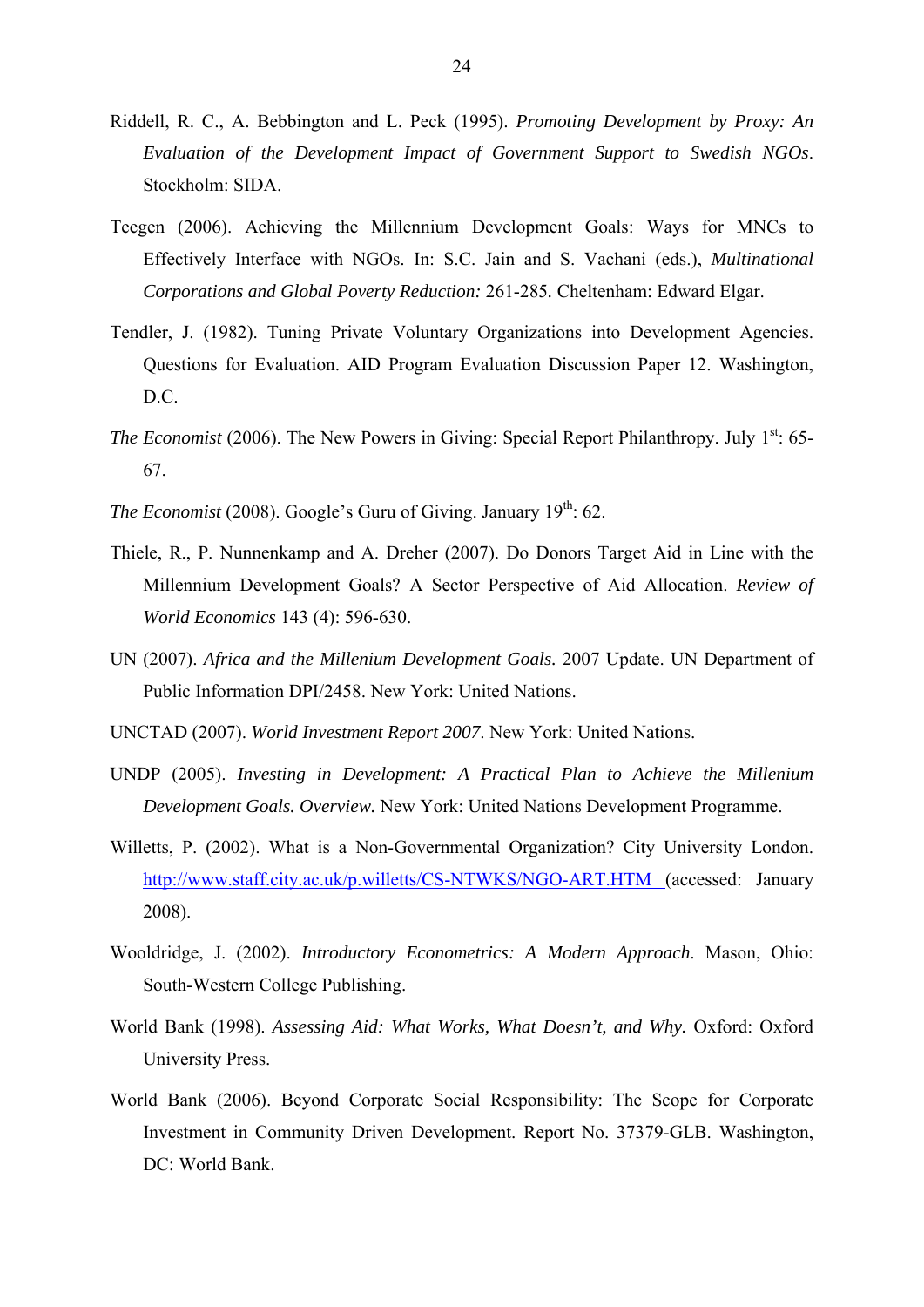Riddell, R. C., A. Bebbington and L. Peck (1995). *Promoting Development by Proxy: An Evaluation of the Development Impact of Government Support to Swedish NGOs*. Stockholm: SIDA.

Teegen (2006). Achieving the Millennium Development Goals: Ways for MNCs to Effectively Interface with NGOs. In: S.C. Jain and S. Vachani (eds.), *Multinational Corporations and Global Poverty Reduction:* 261-285. Cheltenham: Edward Elgar.

Tendler, J. (1982). Tuning Private Voluntary Organizations into Development Agencies. Questions for Evaluation. AID Program Evaluation Discussion Paper 12. Washington, D.C.

*The Economist* (2006). The New Powers in Giving: Special Report Philanthropy. July 1st: 65-67.

*The Economist* (2008). Google's Guru of Giving. January 19th: 62.

Thiele, R., P. Nunnenkamp and A. Dreher (2007). Do Donors Target Aid in Line with the Millennium Development Goals? A Sector Perspective of Aid Allocation. *Review of World Economics* 143 (4): 596-630.

UN (2007). *Africa and the Millenium Development Goals.* 2007 Update. UN Department of Public Information DPI/2458. New York: United Nations.

UNCTAD (2007). *World Investment Report 2007*. New York: United Nations.

UNDP (2005). *Investing in Development: A Practical Plan to Achieve the Millenium Development Goals. Overview.* New York: United Nations Development Programme.

Willetts, P. (2002). What is a Non-Governmental Organization? City University London. http://www.staff.city.ac.uk/p.willetts/CS-NTWKS/NGO-ART.HTM (accessed: January 2008).

Wooldridge, J. (2002). *Introductory Econometrics: A Modern Approach*. Mason, Ohio: South-Western College Publishing.

World Bank (1998). *Assessing Aid: What Works, What Doesn't, and Why.* Oxford: Oxford University Press.

World Bank (2006). Beyond Corporate Social Responsibility: The Scope for Corporate Investment in Community Driven Development. Report No. 37379-GLB. Washington, DC: World Bank.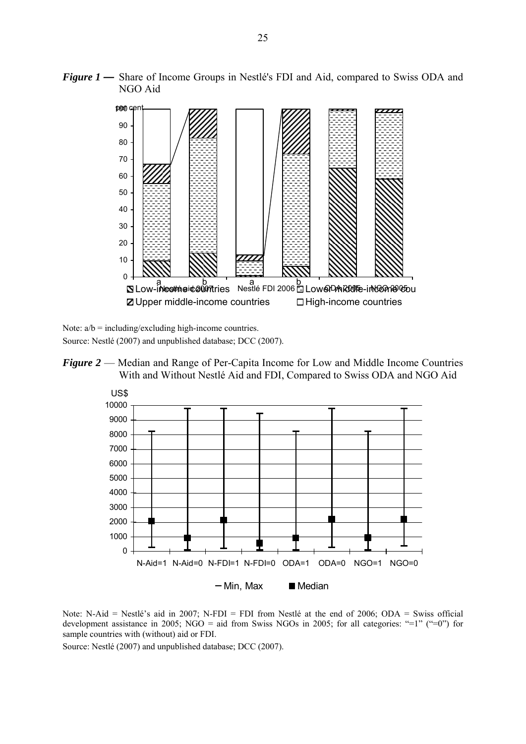***Figure 1*** — Share of Income Groups in Nestlé's FDI and Aid, compared to Swiss ODA and NGO Aid

Note: a/b = including/excluding high-income countries.

Source: Nestlé (2007) and unpublished database; DCC (2007).

***Figure 2*** — Median and Range of Per-Capita Income for Low and Middle Income Countries With and Without Nestlé Aid and FDI, Compared to Swiss ODA and NGO Aid

Note: N-Aid = Nestlé's aid in 2007; N-FDI = FDI from Nestlé at the end of 2006; ODA = Swiss official development assistance in 2005; NGO = aid from Swiss NGOs in 2005; for all categories: "=1" ("=0") for sample countries with (without) aid or FDI.

Source: Nestlé (2007) and unpublished database; DCC (2007).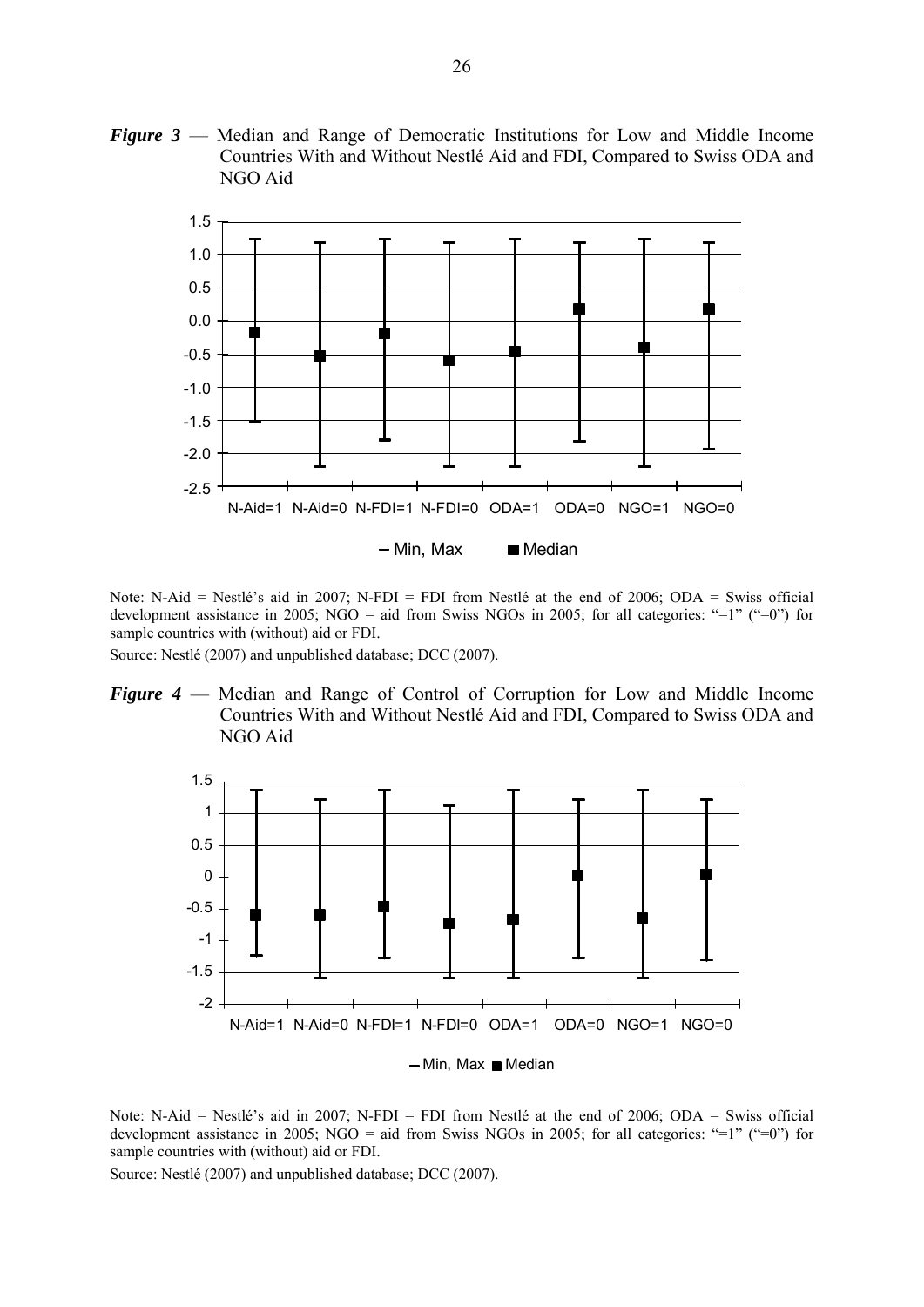***Figure 3*** — Median and Range of Democratic Institutions for Low and Middle Income Countries With and Without Nestlé Aid and FDI, Compared to Swiss ODA and NGO Aid

Note: N-Aid = Nestlé's aid in 2007; N-FDI = FDI from Nestlé at the end of 2006; ODA = Swiss official development assistance in 2005; NGO = aid from Swiss NGOs in 2005; for all categories: "=1" ("=0") for sample countries with (without) aid or FDI.

Source: Nestlé (2007) and unpublished database; DCC (2007).

***Figure 4*** — Median and Range of Control of Corruption for Low and Middle Income Countries With and Without Nestlé Aid and FDI, Compared to Swiss ODA and NGO Aid

Note: N-Aid = Nestlé's aid in 2007; N-FDI = FDI from Nestlé at the end of 2006; ODA = Swiss official development assistance in 2005; NGO = aid from Swiss NGOs in 2005; for all categories: "=1" ("=0") for sample countries with (without) aid or FDI.

Source: Nestlé (2007) and unpublished database; DCC (2007).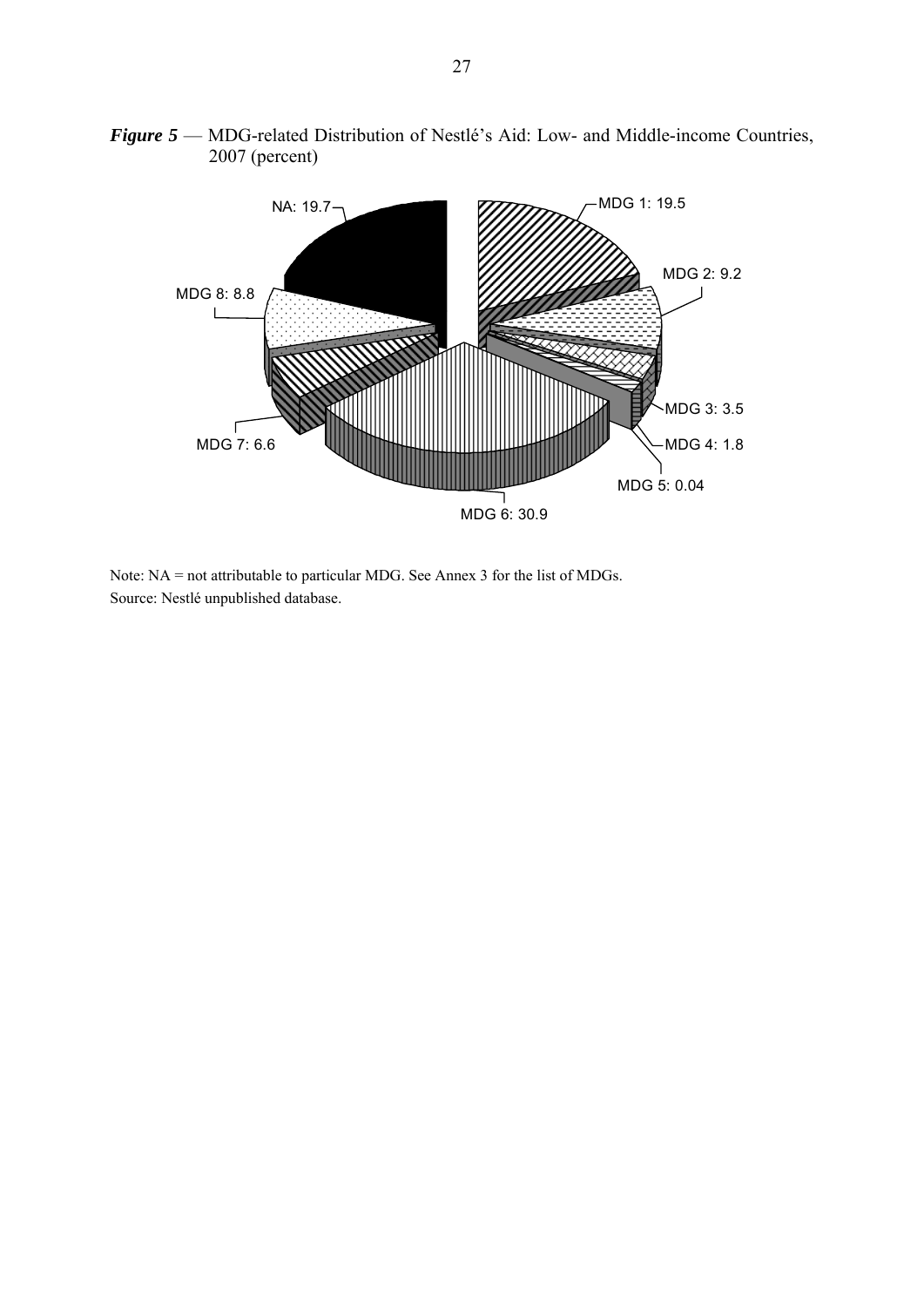***Figure 5*** — MDG-related Distribution of Nestlé's Aid: Low- and Middle-income Countries, 2007 (percent)

NA: 19.7

MDG 1: 19.5

MDG 2: 9.2

MDG 3: 3.5

MDG 4: 1.8

MDG 5: 0.04

MDG 6: 30.9

MDG 7: 6.6

MDG 8: 8.8

Note: NA = not attributable to particular MDG. See Annex 3 for the list of MDGs.

Source: Nestlé unpublished database.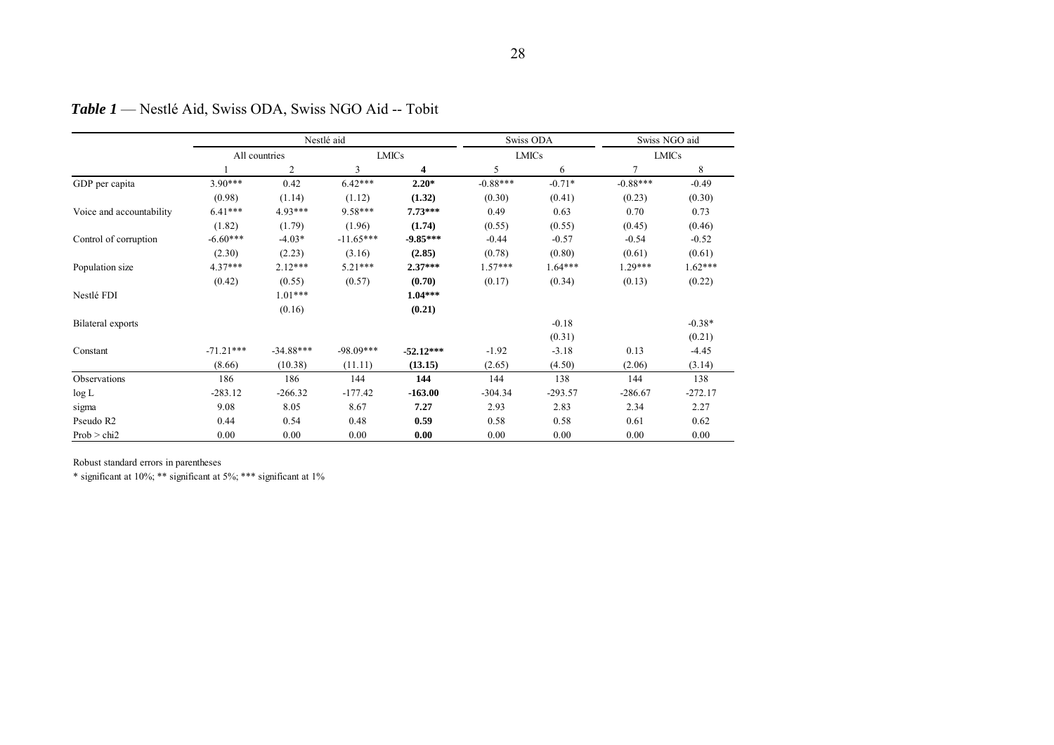***Table 1*** — Nestlé Aid, Swiss ODA, Swiss NGO Aid -- Tobit

| | Nestlé aid | | | | Swiss ODA | | Swiss NGO aid | |
|---|---|---|---|---|---|---|---|---|
| | All countries | | LMICs | | LMICs | | LMICs | |
| | 1 | 2 | 3 | **4** | 5 | 6 | 7 | 8 |
| GDP per capita | 3.90*** | 0.42 | 6.42*** | **2.20*** | -0.88*** | -0.71* | -0.88*** | -0.49 |
| | (0.98) | (1.14) | (1.12) | **(1.32)** | (0.30) | (0.41) | (0.23) | (0.30) |
| Voice and accountability | 6.41*** | 4.93*** | 9.58*** | **7.73***** | 0.49 | 0.63 | 0.70 | 0.73 |
| | (1.82) | (1.79) | (1.96) | **(1.74)** | (0.55) | (0.55) | (0.45) | (0.46) |
| Control of corruption | -6.60*** | -4.03* | -11.65*** | **-9.85***** | -0.44 | -0.57 | -0.54 | -0.52 |
| | (2.30) | (2.23) | (3.16) | **(2.85)** | (0.78) | (0.80) | (0.61) | (0.61) |
| Population size | 4.37*** | 2.12*** | 5.21*** | **2.37***** | 1.57*** | 1.64*** | 1.29*** | 1.62*** |
| | (0.42) | (0.55) | (0.57) | **(0.70)** | (0.17) | (0.34) | (0.13) | (0.22) |
| Nestlé FDI | | 1.01*** | | **1.04***** | | | | |
| | | (0.16) | | **(0.21)** | | | | |
| Bilateral exports | | | | | | -0.18 | | -0.38* |
| | | | | | | (0.31) | | (0.21) |
| Constant | -71.21*** | -34.88*** | -98.09*** | **-52.12***** | -1.92 | -3.18 | 0.13 | -4.45 |
| | (8.66) | (10.38) | (11.11) | **(13.15)** | (2.65) | (4.50) | (2.06) | (3.14) |
| Observations | 186 | 186 | 144 | **144** | 144 | 138 | 144 | 138 |
| log L | -283.12 | -266.32 | -177.42 | **-163.00** | -304.34 | -293.57 | -286.67 | -272.17 |
| sigma | 9.08 | 8.05 | 8.67 | **7.27** | 2.93 | 2.83 | 2.34 | 2.27 |
| Pseudo R2 | 0.44 | 0.54 | 0.48 | **0.59** | 0.58 | 0.58 | 0.61 | 0.62 |
| Prob > chi2 | 0.00 | 0.00 | 0.00 | **0.00** | 0.00 | 0.00 | 0.00 | 0.00 |

Robust standard errors in parentheses

* significant at 10%; ** significant at 5%; *** significant at 1%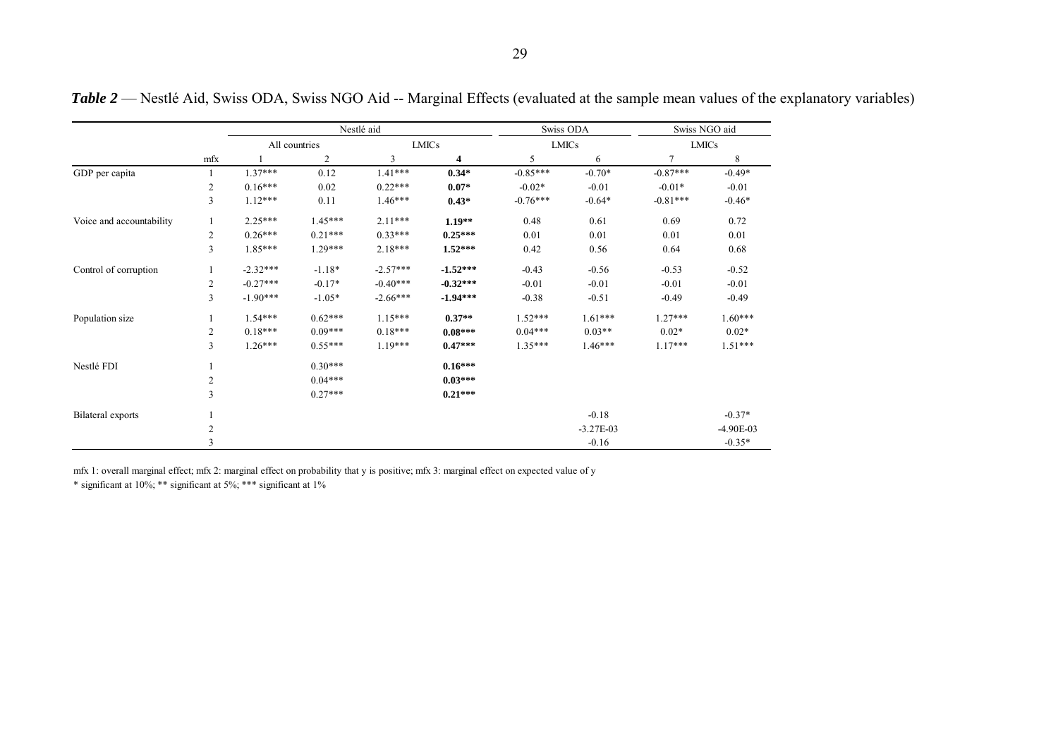***Table 2*** — Nestlé Aid, Swiss ODA, Swiss NGO Aid -- Marginal Effects (evaluated at the sample mean values of the explanatory variables)

| | | Nestlé aid | | | | Swiss ODA | | Swiss NGO aid | |
|---|---|---|---|---|---|---|---|---|---|
| | | All countries | | LMICs | | LMICs | | LMICs | |
| | mfx | 1 | 2 | 3 | **4** | 5 | 6 | 7 | 8 |
| GDP per capita | 1 | 1.37*** | 0.12 | 1.41*** | **0.34*** | -0.85*** | -0.70* | -0.87*** | -0.49* |
| | 2 | 0.16*** | 0.02 | 0.22*** | **0.07*** | -0.02* | -0.01 | -0.01* | -0.01 |
| | 3 | 1.12*** | 0.11 | 1.46*** | **0.43*** | -0.76*** | -0.64* | -0.81*** | -0.46* |
| Voice and accountability | 1 | 2.25*** | 1.45*** | 2.11*** | **1.19**** | 0.48 | 0.61 | 0.69 | 0.72 |
| | 2 | 0.26*** | 0.21*** | 0.33*** | **0.25***** | 0.01 | 0.01 | 0.01 | 0.01 |
| | 3 | 1.85*** | 1.29*** | 2.18*** | **1.52***** | 0.42 | 0.56 | 0.64 | 0.68 |
| Control of corruption | 1 | -2.32*** | -1.18* | -2.57*** | **-1.52***** | -0.43 | -0.56 | -0.53 | -0.52 |
| | 2 | -0.27*** | -0.17* | -0.40*** | **-0.32***** | -0.01 | -0.01 | -0.01 | -0.01 |
| | 3 | -1.90*** | -1.05* | -2.66*** | **-1.94***** | -0.38 | -0.51 | -0.49 | -0.49 |
| Population size | 1 | 1.54*** | 0.62*** | 1.15*** | **0.37**** | 1.52*** | 1.61*** | 1.27*** | 1.60*** |
| | 2 | 0.18*** | 0.09*** | 0.18*** | **0.08***** | 0.04*** | 0.03** | 0.02* | 0.02* |
| | 3 | 1.26*** | 0.55*** | 1.19*** | **0.47***** | 1.35*** | 1.46*** | 1.17*** | 1.51*** |
| Nestlé FDI | 1 | | 0.30*** | | **0.16***** | | | | |
| | 2 | | 0.04*** | | **0.03***** | | | | |
| | 3 | | 0.27*** | | **0.21***** | | | | |
| Bilateral exports | 1 | | | | | | -0.18 | | -0.37* |
| | 2 | | | | | | -3.27E-03 | | -4.90E-03 |
| | 3 | | | | | | -0.16 | | -0.35* |

mfx 1: overall marginal effect; mfx 2: marginal effect on probability that y is positive; mfx 3: marginal effect on expected value of y

\* significant at 10%; ** significant at 5%; *** significant at 1%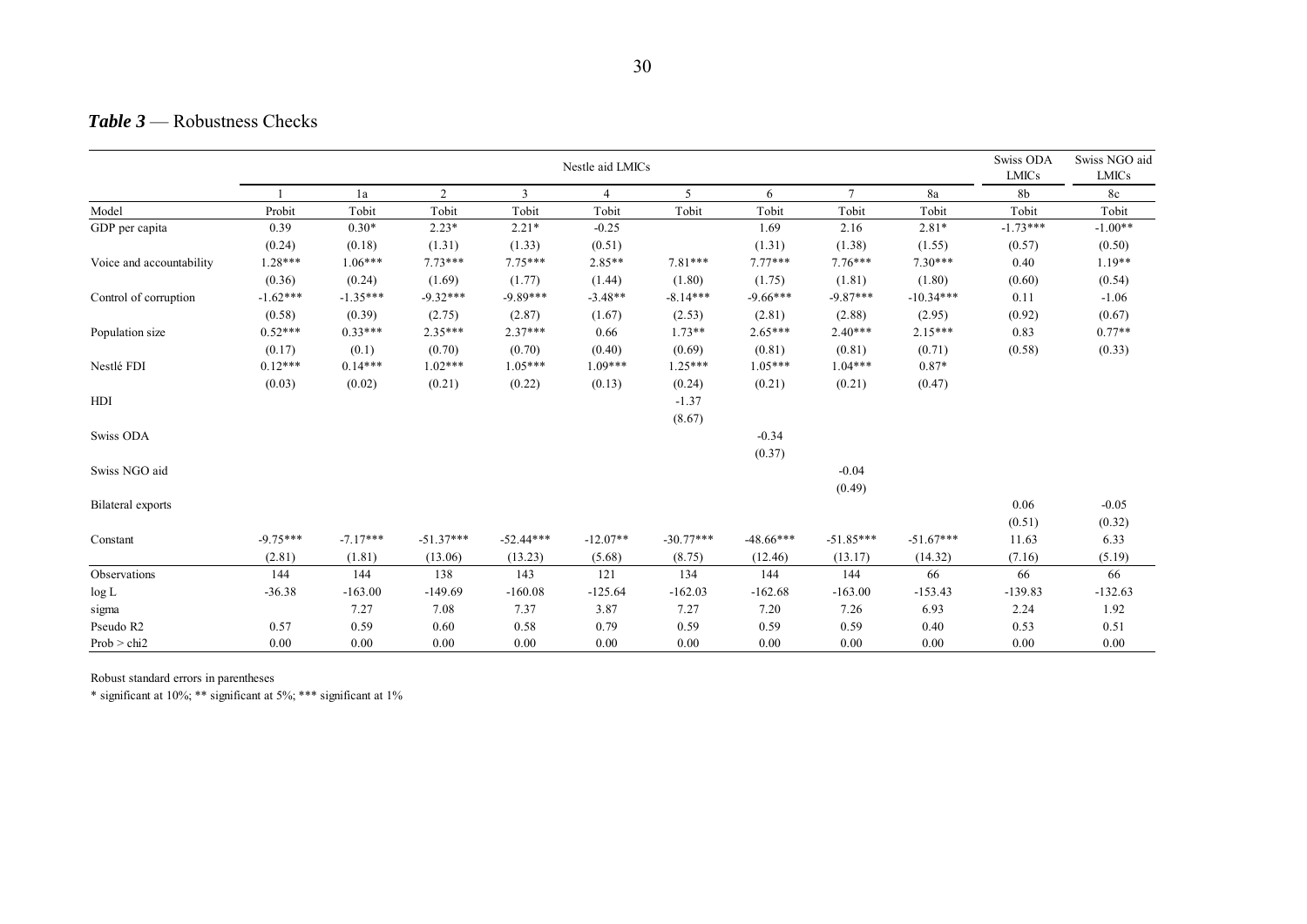***Table 3*** — Robustness Checks

| | Nestle aid LMICs | | | | | | | | | Swiss ODA LMICs | Swiss NGO aid LMICs |
|---|---|---|---|---|---|---|---|---|---|---|---|
| | 1 | 1a | 2 | 3 | 4 | 5 | 6 | 7 | 8a | 8b | 8c |
| Model | Probit | Tobit | Tobit | Tobit | Tobit | Tobit | Tobit | Tobit | Tobit | Tobit | Tobit |
| GDP per capita | 0.39 | 0.30* | 2.23* | 2.21* | -0.25 | | 1.69 | 2.16 | 2.81* | -1.73*** | -1.00** |
| | (0.24) | (0.18) | (1.31) | (1.33) | (0.51) | | (1.31) | (1.38) | (1.55) | (0.57) | (0.50) |
| Voice and accountability | 1.28*** | 1.06*** | 7.73*** | 7.75*** | 2.85** | 7.81*** | 7.77*** | 7.76*** | 7.30*** | 0.40 | 1.19** |
| | (0.36) | (0.24) | (1.69) | (1.77) | (1.44) | (1.80) | (1.75) | (1.81) | (1.80) | (0.60) | (0.54) |
| Control of corruption | -1.62*** | -1.35*** | -9.32*** | -9.89*** | -3.48** | -8.14*** | -9.66*** | -9.87*** | -10.34*** | 0.11 | -1.06 |
| | (0.58) | (0.39) | (2.75) | (2.87) | (1.67) | (2.53) | (2.81) | (2.88) | (2.95) | (0.92) | (0.67) |
| Population size | 0.52*** | 0.33*** | 2.35*** | 2.37*** | 0.66 | 1.73** | 2.65*** | 2.40*** | 2.15*** | 0.83 | 0.77** |
| | (0.17) | (0.1) | (0.70) | (0.70) | (0.40) | (0.69) | (0.81) | (0.81) | (0.71) | (0.58) | (0.33) |
| Nestlé FDI | 0.12*** | 0.14*** | 1.02*** | 1.05*** | 1.09*** | 1.25*** | 1.05*** | 1.04*** | 0.87* | | |
| | (0.03) | (0.02) | (0.21) | (0.22) | (0.13) | (0.24) | (0.21) | (0.21) | (0.47) | | |
| HDI | | | | | | -1.37 | | | | | |
| | | | | | | (8.67) | | | | | |
| Swiss ODA | | | | | | | -0.34 | | | | |
| | | | | | | | (0.37) | | | | |
| Swiss NGO aid | | | | | | | | -0.04 | | | |
| | | | | | | | | (0.49) | | | |
| Bilateral exports | | | | | | | | | | 0.06 | -0.05 |
| | | | | | | | | | | (0.51) | (0.32) |
| Constant | -9.75*** | -7.17*** | -51.37*** | -52.44*** | -12.07** | -30.77*** | -48.66*** | -51.85*** | -51.67*** | 11.63 | 6.33 |
| | (2.81) | (1.81) | (13.06) | (13.23) | (5.68) | (8.75) | (12.46) | (13.17) | (14.32) | (7.16) | (5.19) |
| Observations | 144 | 144 | 138 | 143 | 121 | 134 | 144 | 144 | 66 | 66 | 66 |
| log L | -36.38 | -163.00 | -149.69 | -160.08 | -125.64 | -162.03 | -162.68 | -163.00 | -153.43 | -139.83 | -132.63 |
| sigma | | 7.27 | 7.08 | 7.37 | 3.87 | 7.27 | 7.20 | 7.26 | 6.93 | 2.24 | 1.92 |
| Pseudo R2 | 0.57 | 0.59 | 0.60 | 0.58 | 0.79 | 0.59 | 0.59 | 0.59 | 0.40 | 0.53 | 0.51 |
| Prob > chi2 | 0.00 | 0.00 | 0.00 | 0.00 | 0.00 | 0.00 | 0.00 | 0.00 | 0.00 | 0.00 | 0.00 |

Robust standard errors in parentheses

* significant at 10%; ** significant at 5%; *** significant at 1%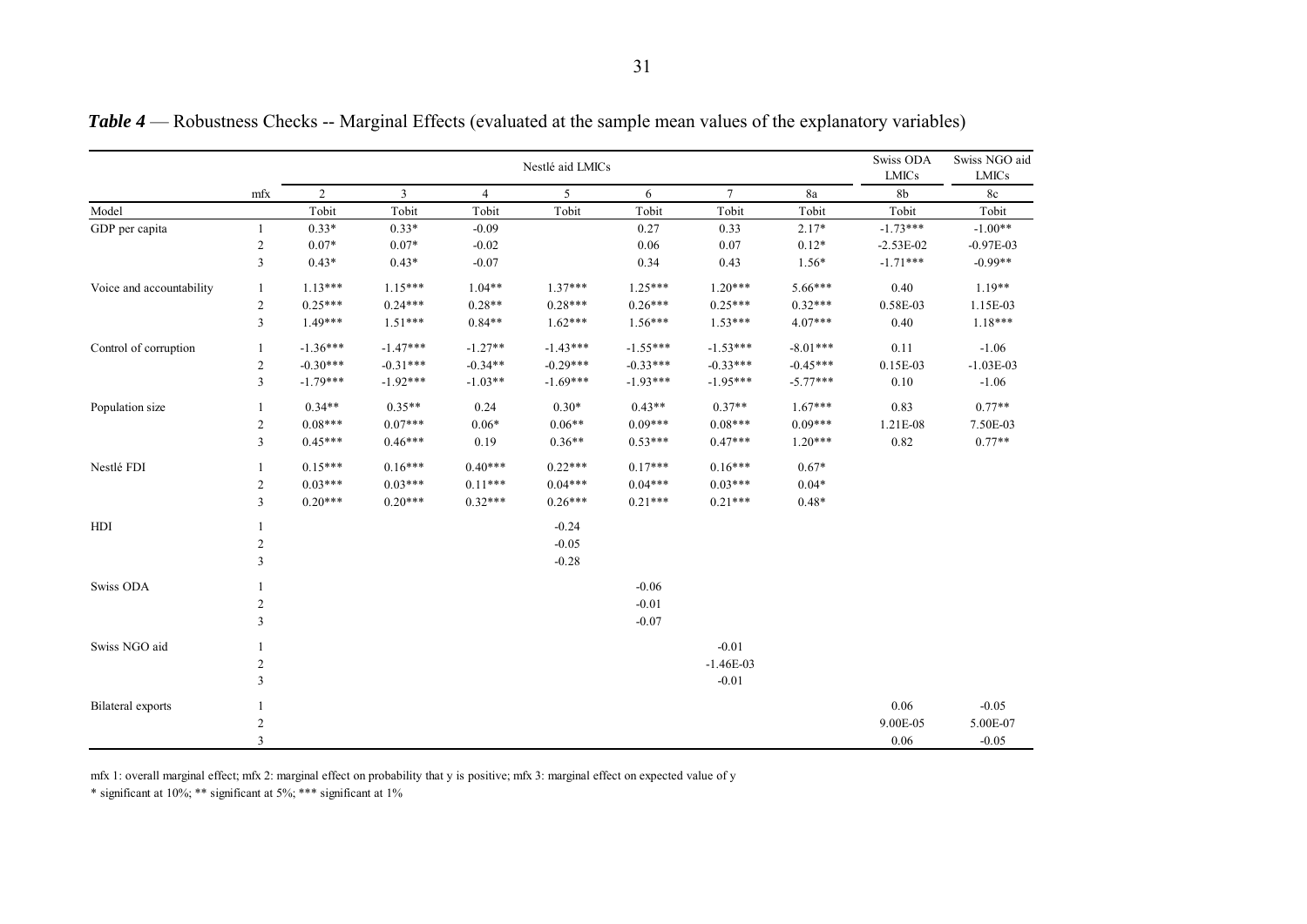***Table 4*** — Robustness Checks -- Marginal Effects (evaluated at the sample mean values of the explanatory variables)

| | | Nestlé aid LMICs | | | | | | | Swiss ODA LMICs | Swiss NGO aid LMICs |
|---|---|---|---|---|---|---|---|---|---|---|
| | mfx | 2 | 3 | 4 | 5 | 6 | 7 | 8a | 8b | 8c |
| Model | | Tobit | Tobit | Tobit | Tobit | Tobit | Tobit | Tobit | Tobit | Tobit |
| GDP per capita | 1 | 0.33* | 0.33* | -0.09 | | 0.27 | 0.33 | 2.17* | -1.73*** | -1.00** |
| | 2 | 0.07* | 0.07* | -0.02 | | 0.06 | 0.07 | 0.12* | -2.53E-02 | -0.97E-03 |
| | 3 | 0.43* | 0.43* | -0.07 | | 0.34 | 0.43 | 1.56* | -1.71*** | -0.99** |
| Voice and accountability | 1 | 1.13*** | 1.15*** | 1.04** | 1.37*** | 1.25*** | 1.20*** | 5.66*** | 0.40 | 1.19** |
| | 2 | 0.25*** | 0.24*** | 0.28** | 0.28*** | 0.26*** | 0.25*** | 0.32*** | 0.58E-03 | 1.15E-03 |
| | 3 | 1.49*** | 1.51*** | 0.84** | 1.62*** | 1.56*** | 1.53*** | 4.07*** | 0.40 | 1.18*** |
| Control of corruption | 1 | -1.36*** | -1.47*** | -1.27** | -1.43*** | -1.55*** | -1.53*** | -8.01*** | 0.11 | -1.06 |
| | 2 | -0.30*** | -0.31*** | -0.34** | -0.29*** | -0.33*** | -0.33*** | -0.45*** | 0.15E-03 | -1.03E-03 |
| | 3 | -1.79*** | -1.92*** | -1.03** | -1.69*** | -1.93*** | -1.95*** | -5.77*** | 0.10 | -1.06 |
| Population size | 1 | 0.34** | 0.35** | 0.24 | 0.30* | 0.43** | 0.37** | 1.67*** | 0.83 | 0.77** |
| | 2 | 0.08*** | 0.07*** | 0.06* | 0.06** | 0.09*** | 0.08*** | 0.09*** | 1.21E-08 | 7.50E-03 |
| | 3 | 0.45*** | 0.46*** | 0.19 | 0.36** | 0.53*** | 0.47*** | 1.20*** | 0.82 | 0.77** |
| Nestlé FDI | 1 | 0.15*** | 0.16*** | 0.40*** | 0.22*** | 0.17*** | 0.16*** | 0.67* | | |
| | 2 | 0.03*** | 0.03*** | 0.11*** | 0.04*** | 0.04*** | 0.03*** | 0.04* | | |
| | 3 | 0.20*** | 0.20*** | 0.32*** | 0.26*** | 0.21*** | 0.21*** | 0.48* | | |
| HDI | 1 | | | | -0.24 | | | | | |
| | 2 | | | | -0.05 | | | | | |
| | 3 | | | | -0.28 | | | | | |
| Swiss ODA | 1 | | | | | -0.06 | | | | |
| | 2 | | | | | -0.01 | | | | |
| | 3 | | | | | -0.07 | | | | |
| Swiss NGO aid | 1 | | | | | | -0.01 | | | |
| | 2 | | | | | | -1.46E-03 | | | |
| | 3 | | | | | | -0.01 | | | |
| Bilateral exports | 1 | | | | | | | | 0.06 | -0.05 |
| | 2 | | | | | | | | 9.00E-05 | 5.00E-07 |
| | 3 | | | | | | | | 0.06 | -0.05 |

mfx 1: overall marginal effect; mfx 2: marginal effect on probability that y is positive; mfx 3: marginal effect on expected value of y

* significant at 10%; ** significant at 5%; *** significant at 1%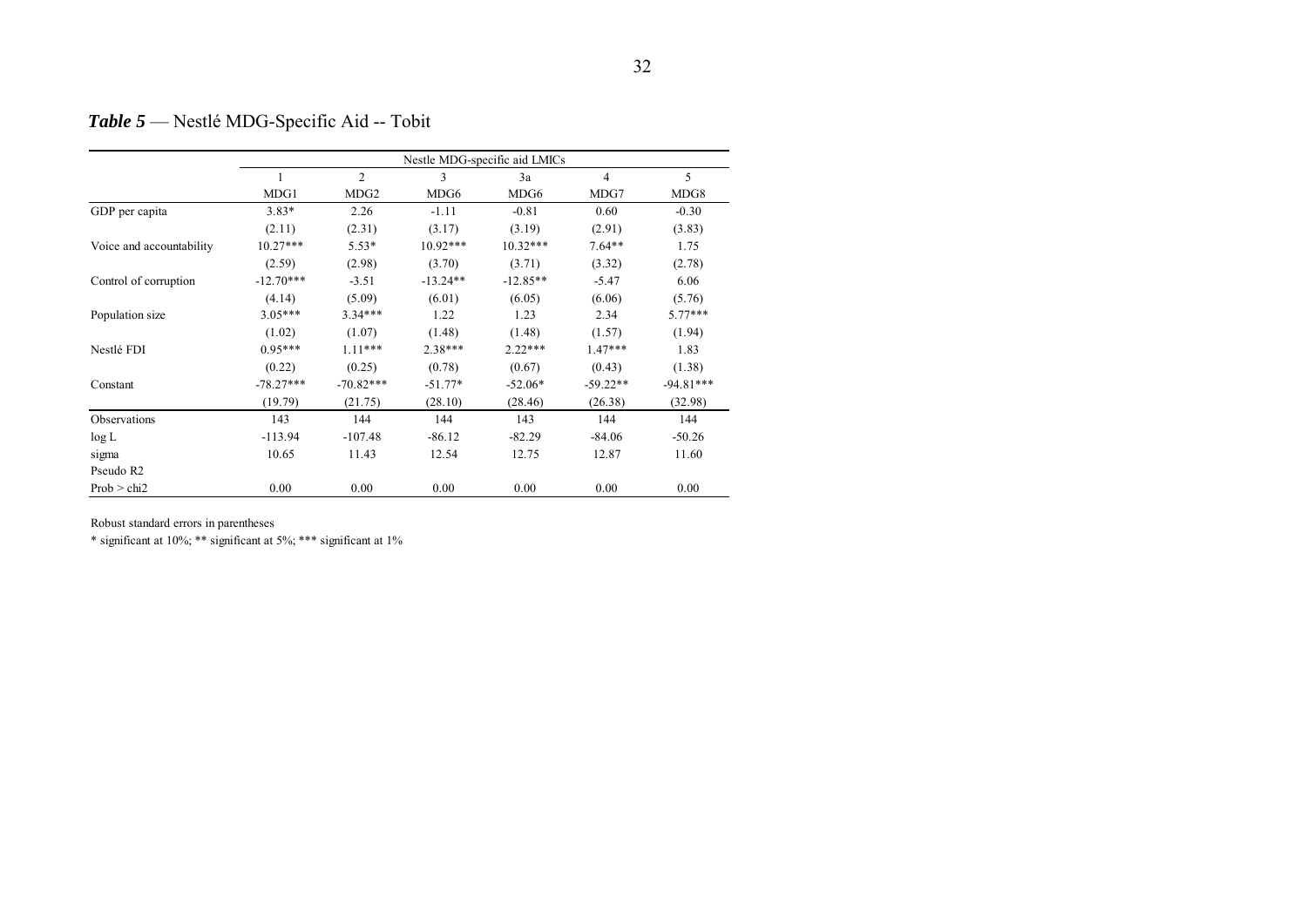***Table 5*** — Nestlé MDG-Specific Aid -- Tobit

| | Nestle MDG-specific aid LMICs | | | | | |
|---|---|---|---|---|---|---|
| | 1 | 2 | 3 | 3a | 4 | 5 |
| | MDG1 | MDG2 | MDG6 | MDG6 | MDG7 | MDG8 |
| GDP per capita | 3.83* | 2.26 | -1.11 | -0.81 | 0.60 | -0.30 |
| | (2.11) | (2.31) | (3.17) | (3.19) | (2.91) | (3.83) |
| Voice and accountability | 10.27*** | 5.53* | 10.92*** | 10.32*** | 7.64** | 1.75 |
| | (2.59) | (2.98) | (3.70) | (3.71) | (3.32) | (2.78) |
| Control of corruption | -12.70*** | -3.51 | -13.24** | -12.85** | -5.47 | 6.06 |
| | (4.14) | (5.09) | (6.01) | (6.05) | (6.06) | (5.76) |
| Population size | 3.05*** | 3.34*** | 1.22 | 1.23 | 2.34 | 5.77*** |
| | (1.02) | (1.07) | (1.48) | (1.48) | (1.57) | (1.94) |
| Nestlé FDI | 0.95*** | 1.11*** | 2.38*** | 2.22*** | 1.47*** | 1.83 |
| | (0.22) | (0.25) | (0.78) | (0.67) | (0.43) | (1.38) |
| Constant | -78.27*** | -70.82*** | -51.77* | -52.06* | -59.22** | -94.81*** |
| | (19.79) | (21.75) | (28.10) | (28.46) | (26.38) | (32.98) |
| Observations | 143 | 144 | 144 | 143 | 144 | 144 |
| log L | -113.94 | -107.48 | -86.12 | -82.29 | -84.06 | -50.26 |
| sigma | 10.65 | 11.43 | 12.54 | 12.75 | 12.87 | 11.60 |
| Pseudo R2 | | | | | | |
| Prob > chi2 | 0.00 | 0.00 | 0.00 | 0.00 | 0.00 | 0.00 |

Robust standard errors in parentheses

* significant at 10%; ** significant at 5%; *** significant at 1%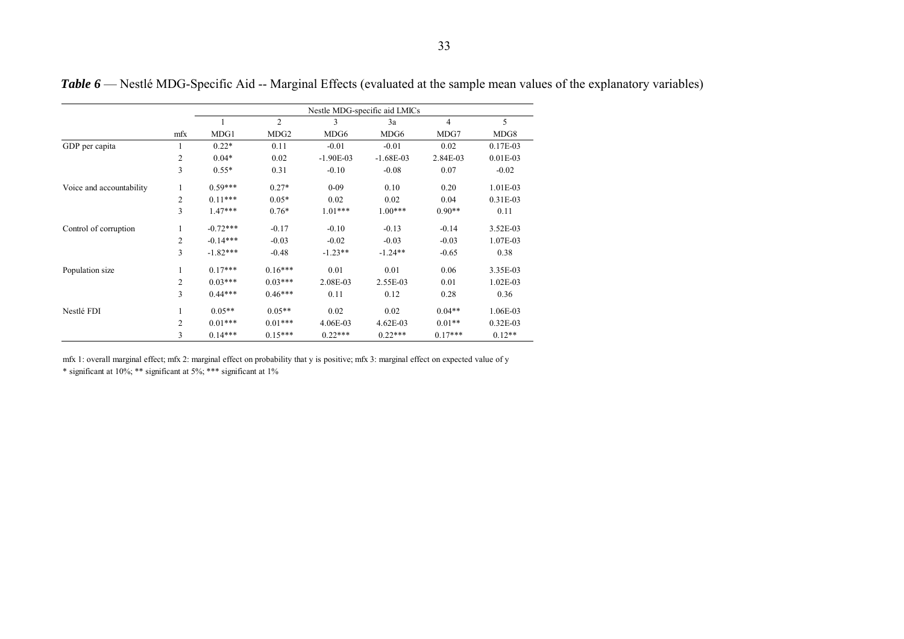***Table 6*** — Nestlé MDG-Specific Aid -- Marginal Effects (evaluated at the sample mean values of the explanatory variables)

| | | Nestle MDG-specific aid LMICs | | | | | |
|---|---|---|---|---|---|---|---|
| | | 1 | 2 | 3 | 3a | 4 | 5 |
| | mfx | MDG1 | MDG2 | MDG6 | MDG6 | MDG7 | MDG8 |
| GDP per capita | 1 | 0.22* | 0.11 | -0.01 | -0.01 | 0.02 | 0.17E-03 |
| | 2 | 0.04* | 0.02 | -1.90E-03 | -1.68E-03 | 2.84E-03 | 0.01E-03 |
| | 3 | 0.55* | 0.31 | -0.10 | -0.08 | 0.07 | -0.02 |
| Voice and accountability | 1 | 0.59*** | 0.27* | 0-09 | 0.10 | 0.20 | 1.01E-03 |
| | 2 | 0.11*** | 0.05* | 0.02 | 0.02 | 0.04 | 0.31E-03 |
| | 3 | 1.47*** | 0.76* | 1.01*** | 1.00*** | 0.90** | 0.11 |
| Control of corruption | 1 | -0.72*** | -0.17 | -0.10 | -0.13 | -0.14 | 3.52E-03 |
| | 2 | -0.14*** | -0.03 | -0.02 | -0.03 | -0.03 | 1.07E-03 |
| | 3 | -1.82*** | -0.48 | -1.23** | -1.24** | -0.65 | 0.38 |
| Population size | 1 | 0.17*** | 0.16*** | 0.01 | 0.01 | 0.06 | 3.35E-03 |
| | 2 | 0.03*** | 0.03*** | 2.08E-03 | 2.55E-03 | 0.01 | 1.02E-03 |
| | 3 | 0.44*** | 0.46*** | 0.11 | 0.12 | 0.28 | 0.36 |
| Nestlé FDI | 1 | 0.05** | 0.05** | 0.02 | 0.02 | 0.04** | 1.06E-03 |
| | 2 | 0.01*** | 0.01*** | 4.06E-03 | 4.62E-03 | 0.01** | 0.32E-03 |
| | 3 | 0.14*** | 0.15*** | 0.22*** | 0.22*** | 0.17*** | 0.12** |

mfx 1: overall marginal effect; mfx 2: marginal effect on probability that y is positive; mfx 3: marginal effect on expected value of y

* significant at 10%; ** significant at 5%; *** significant at 1%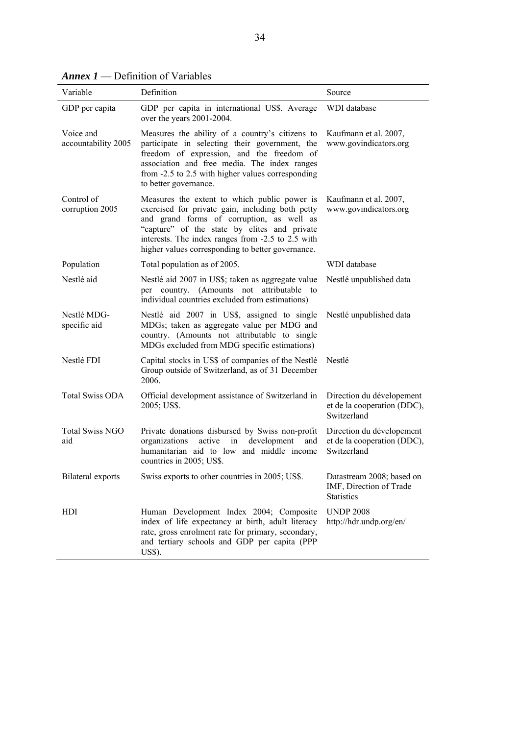***Annex 1*** — Definition of Variables

| Variable | Definition | Source |
|---|---|---|
| GDP per capita | GDP per capita in international US$. Average over the years 2001-2004. | WDI database |
| Voice and accountability 2005 | Measures the ability of a country's citizens to participate in selecting their government, the freedom of expression, and the freedom of association and free media. The index ranges from -2.5 to 2.5 with higher values corresponding to better governance. | Kaufmann et al. 2007, www.govindicators.org |
| Control of corruption 2005 | Measures the extent to which public power is exercised for private gain, including both petty and grand forms of corruption, as well as "capture" of the state by elites and private interests. The index ranges from -2.5 to 2.5 with higher values corresponding to better governance. | Kaufmann et al. 2007, www.govindicators.org |
| Population | Total population as of 2005. | WDI database |
| Nestlé aid | Nestlé aid 2007 in US$; taken as aggregate value per country. (Amounts not attributable to individual countries excluded from estimations) | Nestlé unpublished data |
| Nestlé MDG-specific aid | Nestlé aid 2007 in US$, assigned to single MDGs; taken as aggregate value per MDG and country. (Amounts not attributable to single MDGs excluded from MDG specific estimations) | Nestlé unpublished data |
| Nestlé FDI | Capital stocks in US$ of companies of the Nestlé Group outside of Switzerland, as of 31 December 2006. | Nestlé |
| Total Swiss ODA | Official development assistance of Switzerland in 2005; US$. | Direction du dévelopement et de la cooperation (DDC), Switzerland |
| Total Swiss NGO aid | Private donations disbursed by Swiss non-profit organizations active in development and humanitarian aid to low and middle income countries in 2005; US$. | Direction du dévelopement et de la cooperation (DDC), Switzerland |
| Bilateral exports | Swiss exports to other countries in 2005; US$. | Datastream 2008; based on IMF, Direction of Trade Statistics |
| HDI | Human Development Index 2004; Composite index of life expectancy at birth, adult literacy rate, gross enrolment rate for primary, secondary, and tertiary schools and GDP per capita (PPP US$). | UNDP 2008 http://hdr.undp.org/en/ |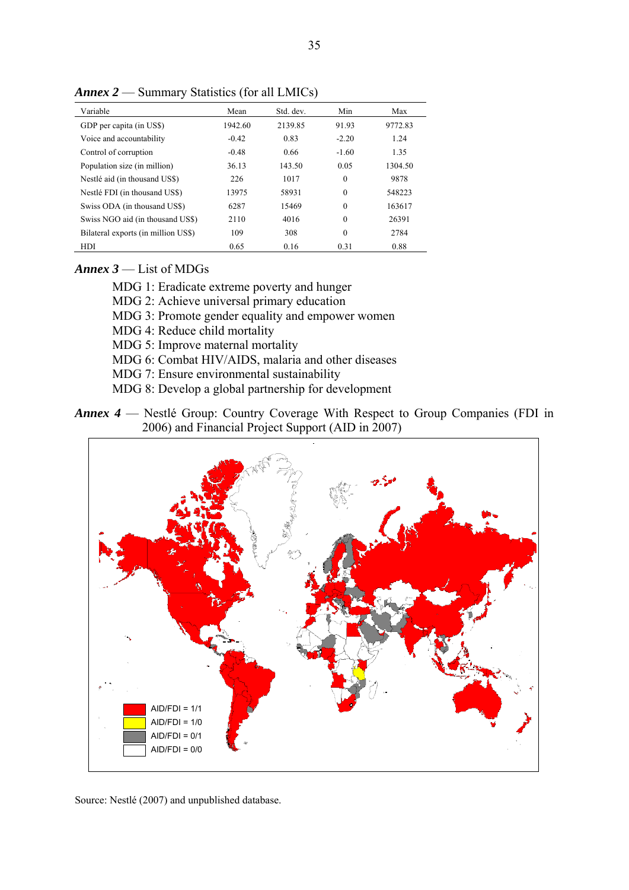***Annex 2*** — Summary Statistics (for all LMICs)

| Variable | Mean | Std. dev. | Min | Max |
|---|---|---|---|---|
| GDP per capita (in US$) | 1942.60 | 2139.85 | 91.93 | 9772.83 |
| Voice and accountability | -0.42 | 0.83 | -2.20 | 1.24 |
| Control of corruption | -0.48 | 0.66 | -1.60 | 1.35 |
| Population size (in million) | 36.13 | 143.50 | 0.05 | 1304.50 |
| Nestlé aid (in thousand US$) | 226 | 1017 | 0 | 9878 |
| Nestlé FDI (in thousand US$) | 13975 | 58931 | 0 | 548223 |
| Swiss ODA (in thousand US$) | 6287 | 15469 | 0 | 163617 |
| Swiss NGO aid (in thousand US$) | 2110 | 4016 | 0 | 26391 |
| Bilateral exports (in million US$) | 109 | 308 | 0 | 2784 |
| HDI | 0.65 | 0.16 | 0.31 | 0.88 |

***Annex 3*** — List of MDGs

MDG 1: Eradicate extreme poverty and hunger
MDG 2: Achieve universal primary education
MDG 3: Promote gender equality and empower women
MDG 4: Reduce child mortality
MDG 5: Improve maternal mortality
MDG 6: Combat HIV/AIDS, malaria and other diseases
MDG 7: Ensure environmental sustainability
MDG 8: Develop a global partnership for development

***Annex 4*** — Nestlé Group: Country Coverage With Respect to Group Companies (FDI in 2006) and Financial Project Support (AID in 2007)

AID/FDI = 1/1
AID/FDI = 1/0
AID/FDI = 0/1
AID/FDI = 0/0

Source: Nestlé (2007) and unpublished database.